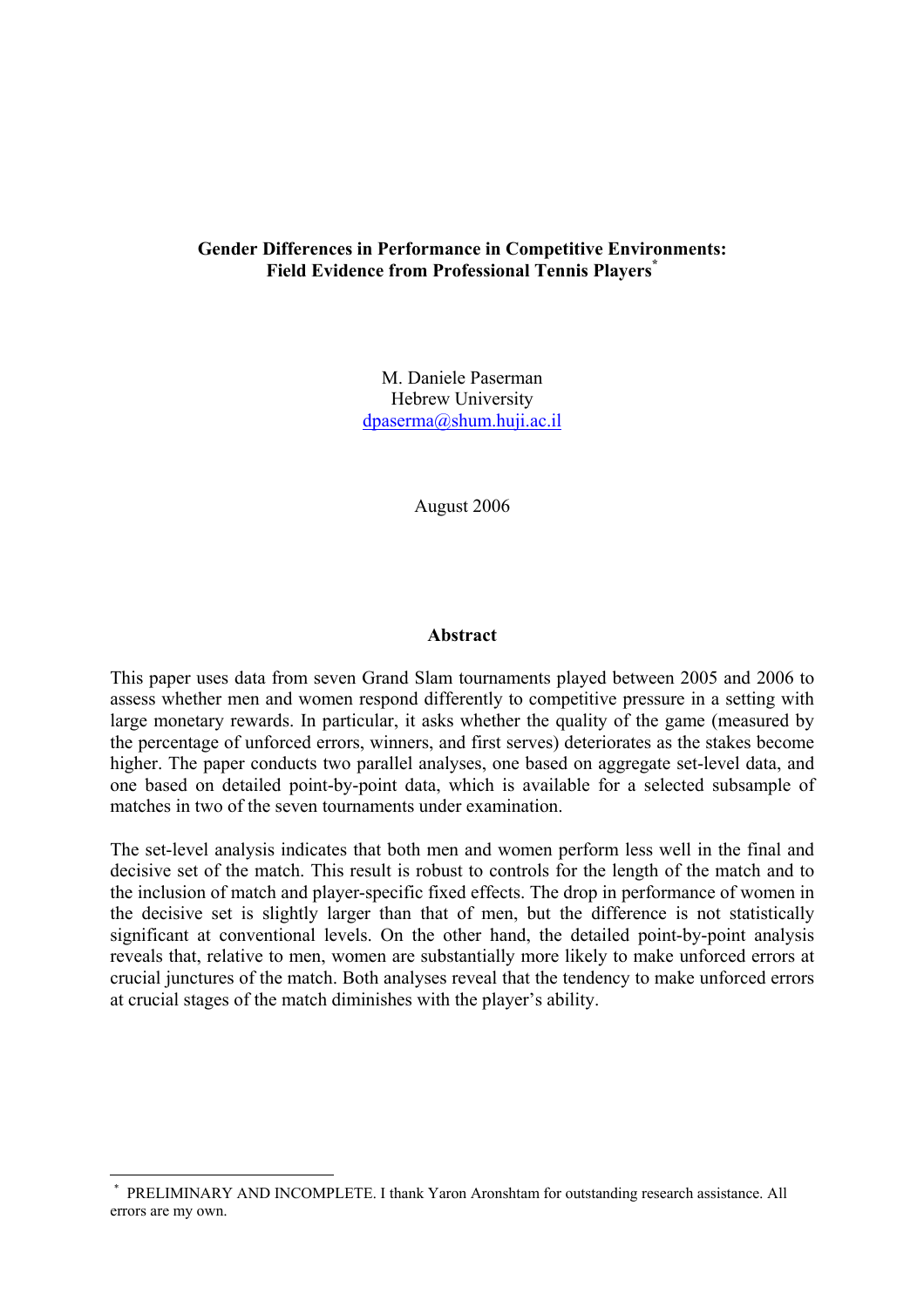# Gender Differences in Performance in Competitive Environments: Field Evidence from Professional Tennis Players[*]

M. Daniele Paserman
Hebrew University
dpaserma@shum.huji.ac.il

August 2006

## Abstract

This paper uses data from seven Grand Slam tournaments played between 2005 and 2006 to assess whether men and women respond differently to competitive pressure in a setting with large monetary rewards. In particular, it asks whether the quality of the game (measured by the percentage of unforced errors, winners, and first serves) deteriorates as the stakes become higher. The paper conducts two parallel analyses, one based on aggregate set-level data, and one based on detailed point-by-point data, which is available for a selected subsample of matches in two of the seven tournaments under examination.

The set-level analysis indicates that both men and women perform less well in the final and decisive set of the match. This result is robust to controls for the length of the match and to the inclusion of match and player-specific fixed effects. The drop in performance of women in the decisive set is slightly larger than that of men, but the difference is not statistically significant at conventional levels. On the other hand, the detailed point-by-point analysis reveals that, relative to men, women are substantially more likely to make unforced errors at crucial junctures of the match. Both analyses reveal that the tendency to make unforced errors at crucial stages of the match diminishes with the player's ability.

---

[*] PRELIMINARY AND INCOMPLETE. I thank Yaron Aronshtam for outstanding research assistance. All errors are my own.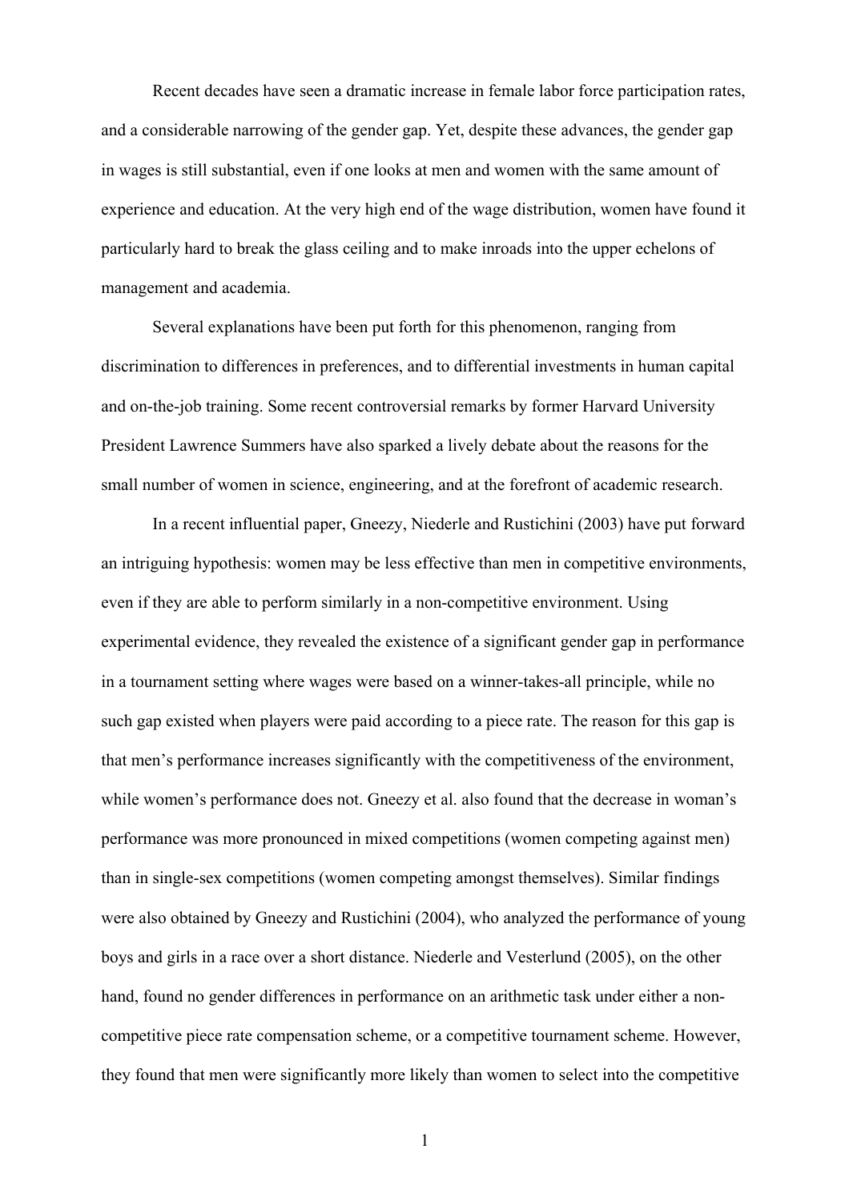Recent decades have seen a dramatic increase in female labor force participation rates, and a considerable narrowing of the gender gap. Yet, despite these advances, the gender gap in wages is still substantial, even if one looks at men and women with the same amount of experience and education. At the very high end of the wage distribution, women have found it particularly hard to break the glass ceiling and to make inroads into the upper echelons of management and academia.

Several explanations have been put forth for this phenomenon, ranging from discrimination to differences in preferences, and to differential investments in human capital and on-the-job training. Some recent controversial remarks by former Harvard University President Lawrence Summers have also sparked a lively debate about the reasons for the small number of women in science, engineering, and at the forefront of academic research.

In a recent influential paper, Gneezy, Niederle and Rustichini (2003) have put forward an intriguing hypothesis: women may be less effective than men in competitive environments, even if they are able to perform similarly in a non-competitive environment. Using experimental evidence, they revealed the existence of a significant gender gap in performance in a tournament setting where wages were based on a winner-takes-all principle, while no such gap existed when players were paid according to a piece rate. The reason for this gap is that men's performance increases significantly with the competitiveness of the environment, while women's performance does not. Gneezy et al. also found that the decrease in woman's performance was more pronounced in mixed competitions (women competing against men) than in single-sex competitions (women competing amongst themselves). Similar findings were also obtained by Gneezy and Rustichini (2004), who analyzed the performance of young boys and girls in a race over a short distance. Niederle and Vesterlund (2005), on the other hand, found no gender differences in performance on an arithmetic task under either a non-competitive piece rate compensation scheme, or a competitive tournament scheme. However, they found that men were significantly more likely than women to select into the competitive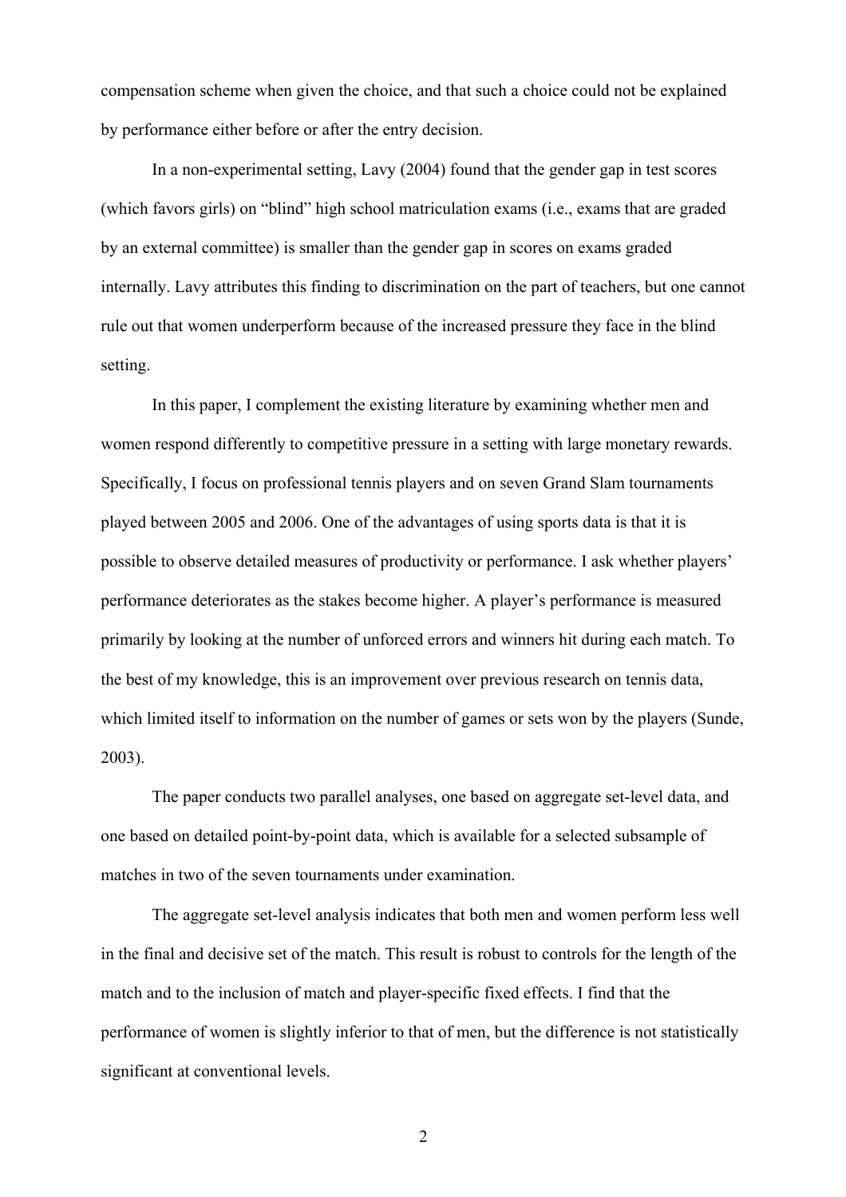compensation scheme when given the choice, and that such a choice could not be explained by performance either before or after the entry decision.

In a non-experimental setting, Lavy (2004) found that the gender gap in test scores (which favors girls) on "blind" high school matriculation exams (i.e., exams that are graded by an external committee) is smaller than the gender gap in scores on exams graded internally. Lavy attributes this finding to discrimination on the part of teachers, but one cannot rule out that women underperform because of the increased pressure they face in the blind setting.

In this paper, I complement the existing literature by examining whether men and women respond differently to competitive pressure in a setting with large monetary rewards. Specifically, I focus on professional tennis players and on seven Grand Slam tournaments played between 2005 and 2006. One of the advantages of using sports data is that it is possible to observe detailed measures of productivity or performance. I ask whether players' performance deteriorates as the stakes become higher. A player's performance is measured primarily by looking at the number of unforced errors and winners hit during each match. To the best of my knowledge, this is an improvement over previous research on tennis data, which limited itself to information on the number of games or sets won by the players (Sunde, 2003).

The paper conducts two parallel analyses, one based on aggregate set-level data, and one based on detailed point-by-point data, which is available for a selected subsample of matches in two of the seven tournaments under examination.

The aggregate set-level analysis indicates that both men and women perform less well in the final and decisive set of the match. This result is robust to controls for the length of the match and to the inclusion of match and player-specific fixed effects. I find that the performance of women is slightly inferior to that of men, but the difference is not statistically significant at conventional levels.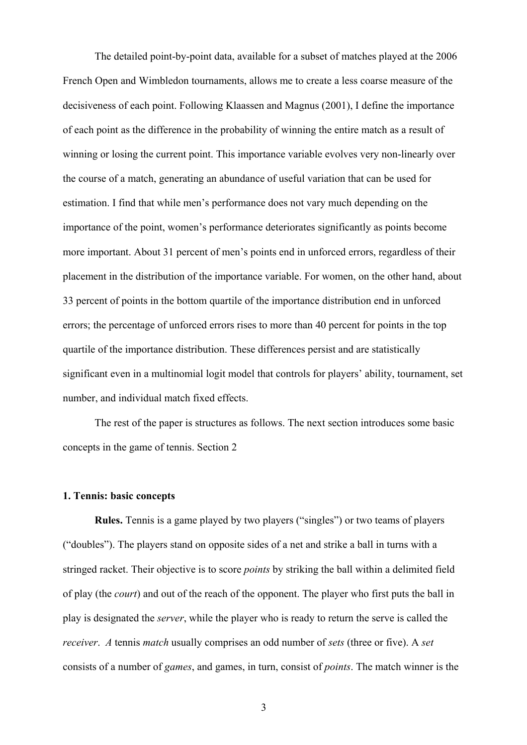The detailed point-by-point data, available for a subset of matches played at the 2006 French Open and Wimbledon tournaments, allows me to create a less coarse measure of the decisiveness of each point. Following Klaassen and Magnus (2001), I define the importance of each point as the difference in the probability of winning the entire match as a result of winning or losing the current point. This importance variable evolves very non-linearly over the course of a match, generating an abundance of useful variation that can be used for estimation. I find that while men's performance does not vary much depending on the importance of the point, women's performance deteriorates significantly as points become more important. About 31 percent of men's points end in unforced errors, regardless of their placement in the distribution of the importance variable. For women, on the other hand, about 33 percent of points in the bottom quartile of the importance distribution end in unforced errors; the percentage of unforced errors rises to more than 40 percent for points in the top quartile of the importance distribution. These differences persist and are statistically significant even in a multinomial logit model that controls for players' ability, tournament, set number, and individual match fixed effects.

The rest of the paper is structures as follows. The next section introduces some basic concepts in the game of tennis. Section 2

## 1. Tennis: basic concepts

**Rules.** Tennis is a game played by two players ("singles") or two teams of players ("doubles"). The players stand on opposite sides of a net and strike a ball in turns with a stringed racket. Their objective is to score *points* by striking the ball within a delimited field of play (the *court*) and out of the reach of the opponent. The player who first puts the ball in play is designated the *server*, while the player who is ready to return the serve is called the *receiver*. *A* tennis *match* usually comprises an odd number of *sets* (three or five). A *set* consists of a number of *games*, and games, in turn, consist of *points*. The match winner is the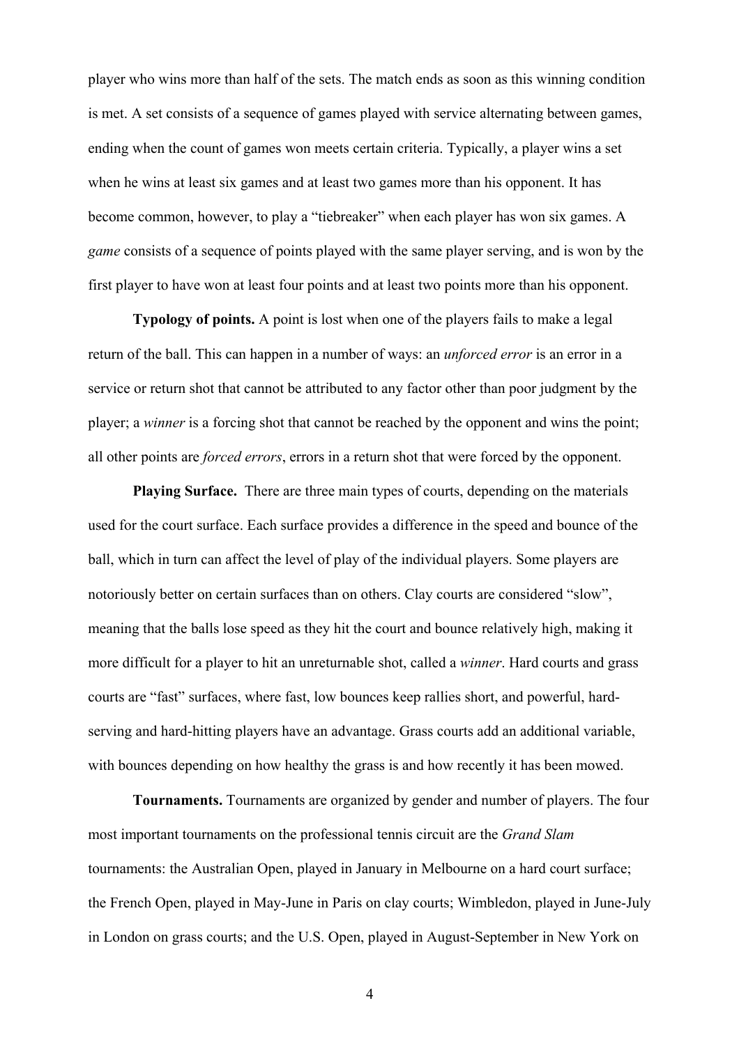player who wins more than half of the sets. The match ends as soon as this winning condition is met. A set consists of a sequence of games played with service alternating between games, ending when the count of games won meets certain criteria. Typically, a player wins a set when he wins at least six games and at least two games more than his opponent. It has become common, however, to play a "tiebreaker" when each player has won six games. A *game* consists of a sequence of points played with the same player serving, and is won by the first player to have won at least four points and at least two points more than his opponent.

**Typology of points.** A point is lost when one of the players fails to make a legal return of the ball. This can happen in a number of ways: an *unforced error* is an error in a service or return shot that cannot be attributed to any factor other than poor judgment by the player; a *winner* is a forcing shot that cannot be reached by the opponent and wins the point; all other points are *forced errors*, errors in a return shot that were forced by the opponent.

**Playing Surface.** There are three main types of courts, depending on the materials used for the court surface. Each surface provides a difference in the speed and bounce of the ball, which in turn can affect the level of play of the individual players. Some players are notoriously better on certain surfaces than on others. Clay courts are considered "slow", meaning that the balls lose speed as they hit the court and bounce relatively high, making it more difficult for a player to hit an unreturnable shot, called a *winner*. Hard courts and grass courts are "fast" surfaces, where fast, low bounces keep rallies short, and powerful, hard-serving and hard-hitting players have an advantage. Grass courts add an additional variable, with bounces depending on how healthy the grass is and how recently it has been mowed.

**Tournaments.** Tournaments are organized by gender and number of players. The four most important tournaments on the professional tennis circuit are the *Grand Slam* tournaments: the Australian Open, played in January in Melbourne on a hard court surface; the French Open, played in May-June in Paris on clay courts; Wimbledon, played in June-July in London on grass courts; and the U.S. Open, played in August-September in New York on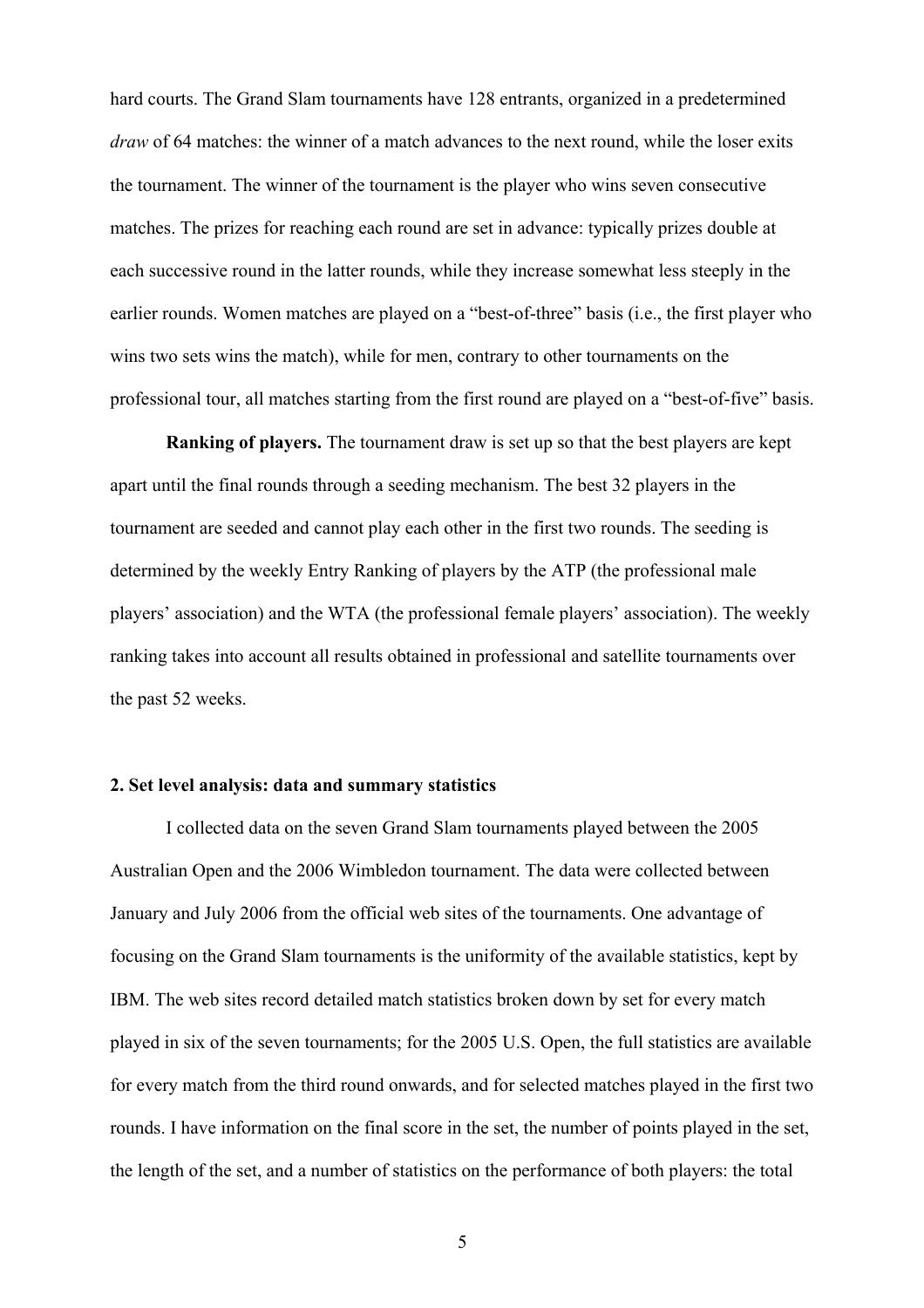hard courts. The Grand Slam tournaments have 128 entrants, organized in a predetermined *draw* of 64 matches: the winner of a match advances to the next round, while the loser exits the tournament. The winner of the tournament is the player who wins seven consecutive matches. The prizes for reaching each round are set in advance: typically prizes double at each successive round in the latter rounds, while they increase somewhat less steeply in the earlier rounds. Women matches are played on a "best-of-three" basis (i.e., the first player who wins two sets wins the match), while for men, contrary to other tournaments on the professional tour, all matches starting from the first round are played on a "best-of-five" basis.

**Ranking of players.** The tournament draw is set up so that the best players are kept apart until the final rounds through a seeding mechanism. The best 32 players in the tournament are seeded and cannot play each other in the first two rounds. The seeding is determined by the weekly Entry Ranking of players by the ATP (the professional male players' association) and the WTA (the professional female players' association). The weekly ranking takes into account all results obtained in professional and satellite tournaments over the past 52 weeks.

## 2. Set level analysis: data and summary statistics

I collected data on the seven Grand Slam tournaments played between the 2005 Australian Open and the 2006 Wimbledon tournament. The data were collected between January and July 2006 from the official web sites of the tournaments. One advantage of focusing on the Grand Slam tournaments is the uniformity of the available statistics, kept by IBM. The web sites record detailed match statistics broken down by set for every match played in six of the seven tournaments; for the 2005 U.S. Open, the full statistics are available for every match from the third round onwards, and for selected matches played in the first two rounds. I have information on the final score in the set, the number of points played in the set, the length of the set, and a number of statistics on the performance of both players: the total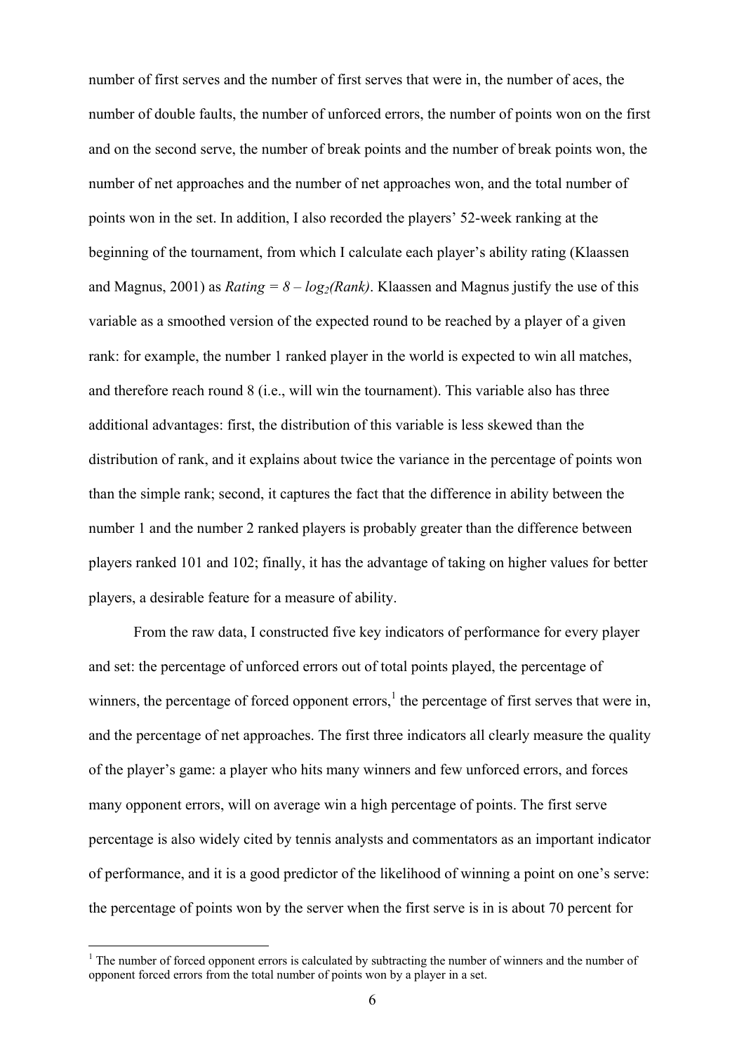number of first serves and the number of first serves that were in, the number of aces, the number of double faults, the number of unforced errors, the number of points won on the first and on the second serve, the number of break points and the number of break points won, the number of net approaches and the number of net approaches won, and the total number of points won in the set. In addition, I also recorded the players' 52-week ranking at the beginning of the tournament, from which I calculate each player's ability rating (Klaassen and Magnus, 2001) as $Rating = 8 - log_2(Rank)$. Klaassen and Magnus justify the use of this variable as a smoothed version of the expected round to be reached by a player of a given rank: for example, the number 1 ranked player in the world is expected to win all matches, and therefore reach round 8 (i.e., will win the tournament). This variable also has three additional advantages: first, the distribution of this variable is less skewed than the distribution of rank, and it explains about twice the variance in the percentage of points won than the simple rank; second, it captures the fact that the difference in ability between the number 1 and the number 2 ranked players is probably greater than the difference between players ranked 101 and 102; finally, it has the advantage of taking on higher values for better players, a desirable feature for a measure of ability.

From the raw data, I constructed five key indicators of performance for every player and set: the percentage of unforced errors out of total points played, the percentage of winners, the percentage of forced opponent errors,[1] the percentage of first serves that were in, and the percentage of net approaches. The first three indicators all clearly measure the quality of the player's game: a player who hits many winners and few unforced errors, and forces many opponent errors, will on average win a high percentage of points. The first serve percentage is also widely cited by tennis analysts and commentators as an important indicator of performance, and it is a good predictor of the likelihood of winning a point on one's serve: the percentage of points won by the server when the first serve is in is about 70 percent for

[1] The number of forced opponent errors is calculated by subtracting the number of winners and the number of opponent forced errors from the total number of points won by a player in a set.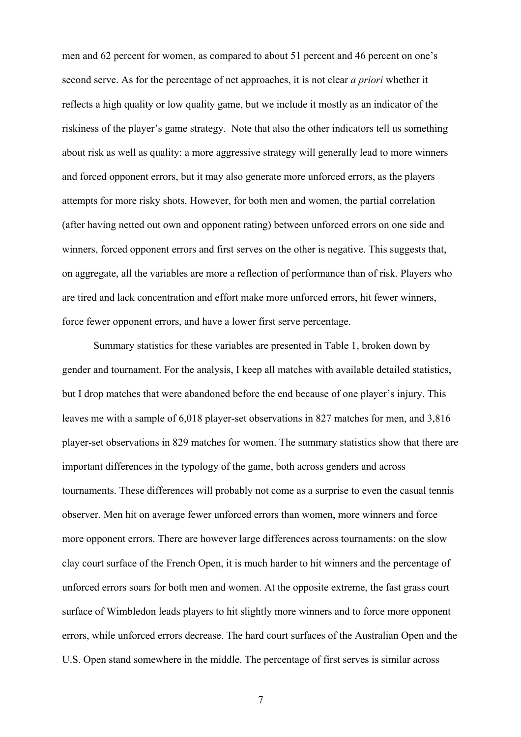men and 62 percent for women, as compared to about 51 percent and 46 percent on one's second serve. As for the percentage of net approaches, it is not clear *a priori* whether it reflects a high quality or low quality game, but we include it mostly as an indicator of the riskiness of the player's game strategy. Note that also the other indicators tell us something about risk as well as quality: a more aggressive strategy will generally lead to more winners and forced opponent errors, but it may also generate more unforced errors, as the players attempts for more risky shots. However, for both men and women, the partial correlation (after having netted out own and opponent rating) between unforced errors on one side and winners, forced opponent errors and first serves on the other is negative. This suggests that, on aggregate, all the variables are more a reflection of performance than of risk. Players who are tired and lack concentration and effort make more unforced errors, hit fewer winners, force fewer opponent errors, and have a lower first serve percentage.

Summary statistics for these variables are presented in Table 1, broken down by gender and tournament. For the analysis, I keep all matches with available detailed statistics, but I drop matches that were abandoned before the end because of one player's injury. This leaves me with a sample of 6,018 player-set observations in 827 matches for men, and 3,816 player-set observations in 829 matches for women. The summary statistics show that there are important differences in the typology of the game, both across genders and across tournaments. These differences will probably not come as a surprise to even the casual tennis observer. Men hit on average fewer unforced errors than women, more winners and force more opponent errors. There are however large differences across tournaments: on the slow clay court surface of the French Open, it is much harder to hit winners and the percentage of unforced errors soars for both men and women. At the opposite extreme, the fast grass court surface of Wimbledon leads players to hit slightly more winners and to force more opponent errors, while unforced errors decrease. The hard court surfaces of the Australian Open and the U.S. Open stand somewhere in the middle. The percentage of first serves is similar across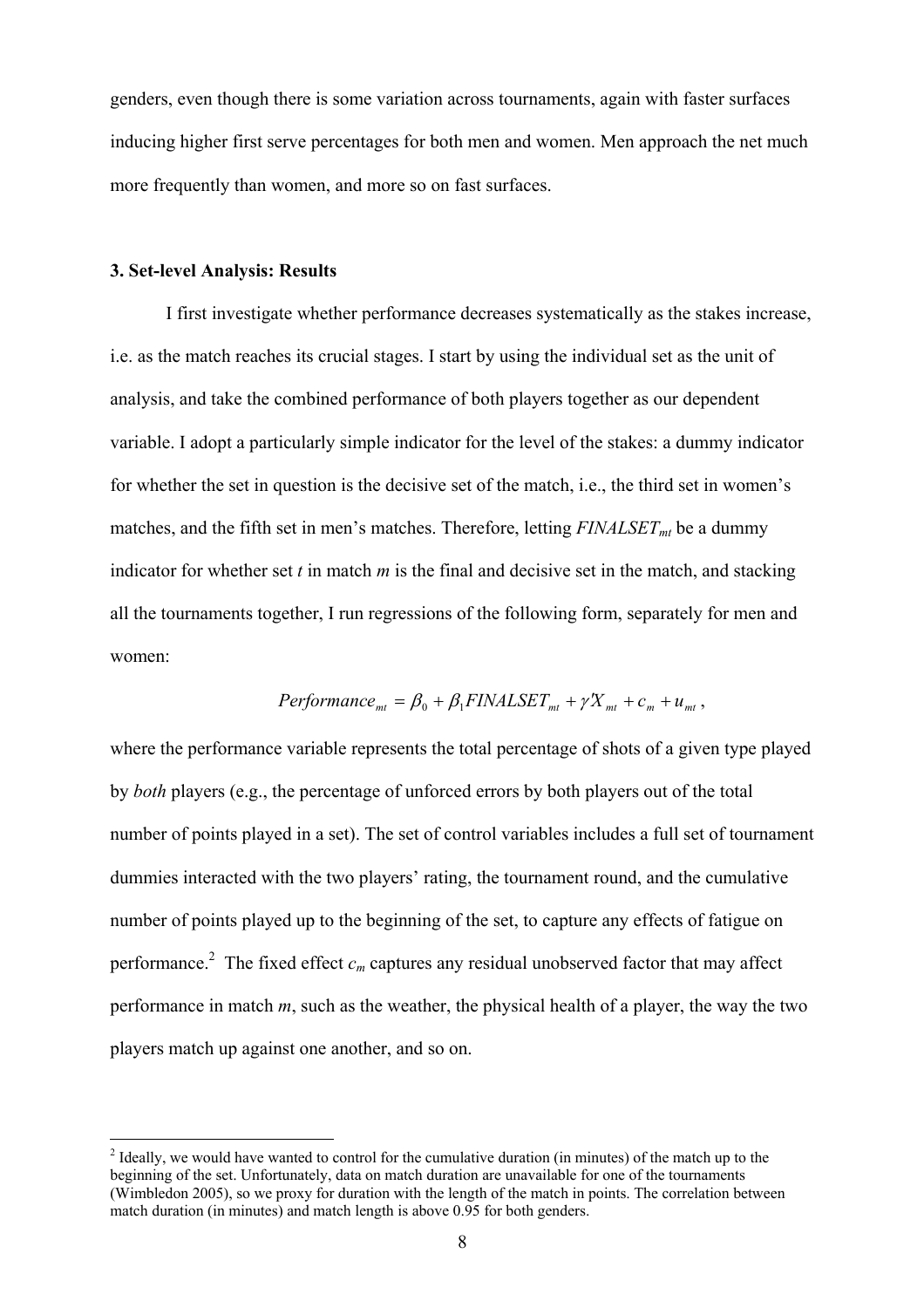genders, even though there is some variation across tournaments, again with faster surfaces inducing higher first serve percentages for both men and women. Men approach the net much more frequently than women, and more so on fast surfaces.

### 3. Set-level Analysis: Results

I first investigate whether performance decreases systematically as the stakes increase, i.e. as the match reaches its crucial stages. I start by using the individual set as the unit of analysis, and take the combined performance of both players together as our dependent variable. I adopt a particularly simple indicator for the level of the stakes: a dummy indicator for whether the set in question is the decisive set of the match, i.e., the third set in women's matches, and the fifth set in men's matches. Therefore, letting $FINALSET_{mt}$ be a dummy indicator for whether set $t$ in match $m$ is the final and decisive set in the match, and stacking all the tournaments together, I run regressions of the following form, separately for men and women:

$$Performance_{mt} = \beta_0 + \beta_1 FINALSET_{mt} + \gamma' X_{mt} + c_m + u_{mt},$$

where the performance variable represents the total percentage of shots of a given type played by *both* players (e.g., the percentage of unforced errors by both players out of the total number of points played in a set). The set of control variables includes a full set of tournament dummies interacted with the two players' rating, the tournament round, and the cumulative number of points played up to the beginning of the set, to capture any effects of fatigue on performance.[2] The fixed effect $c_m$ captures any residual unobserved factor that may affect performance in match $m$, such as the weather, the physical health of a player, the way the two players match up against one another, and so on.

[2] Ideally, we would have wanted to control for the cumulative duration (in minutes) of the match up to the beginning of the set. Unfortunately, data on match duration are unavailable for one of the tournaments (Wimbledon 2005), so we proxy for duration with the length of the match in points. The correlation between match duration (in minutes) and match length is above 0.95 for both genders.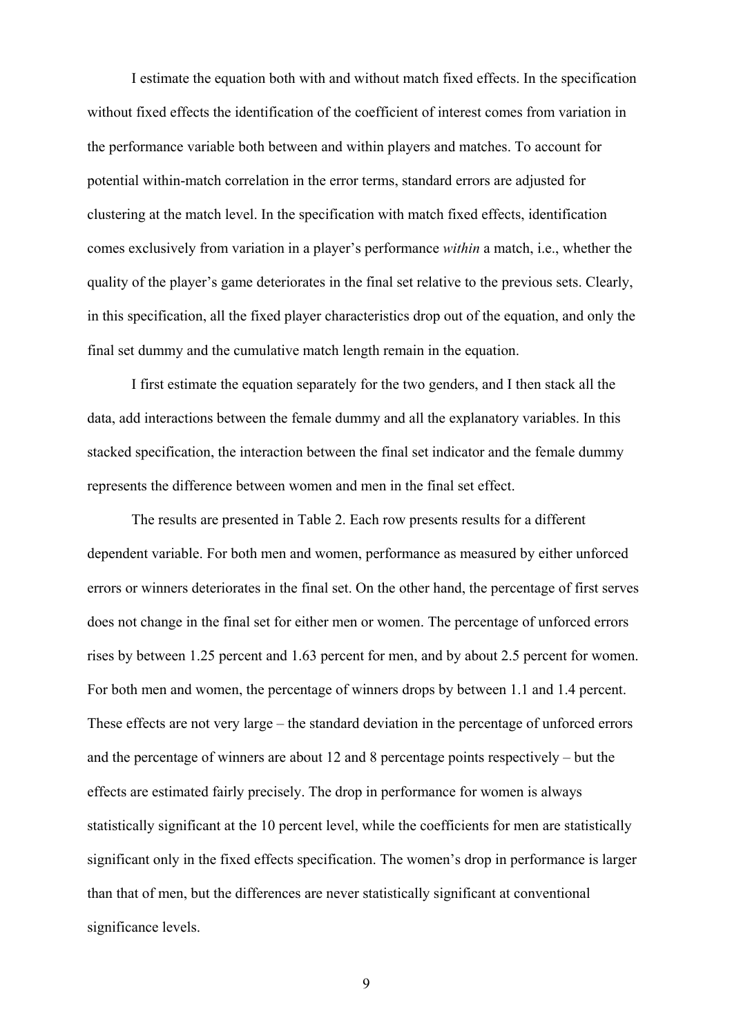I estimate the equation both with and without match fixed effects. In the specification without fixed effects the identification of the coefficient of interest comes from variation in the performance variable both between and within players and matches. To account for potential within-match correlation in the error terms, standard errors are adjusted for clustering at the match level. In the specification with match fixed effects, identification comes exclusively from variation in a player's performance *within* a match, i.e., whether the quality of the player's game deteriorates in the final set relative to the previous sets. Clearly, in this specification, all the fixed player characteristics drop out of the equation, and only the final set dummy and the cumulative match length remain in the equation.

I first estimate the equation separately for the two genders, and I then stack all the data, add interactions between the female dummy and all the explanatory variables. In this stacked specification, the interaction between the final set indicator and the female dummy represents the difference between women and men in the final set effect.

The results are presented in Table 2. Each row presents results for a different dependent variable. For both men and women, performance as measured by either unforced errors or winners deteriorates in the final set. On the other hand, the percentage of first serves does not change in the final set for either men or women. The percentage of unforced errors rises by between 1.25 percent and 1.63 percent for men, and by about 2.5 percent for women. For both men and women, the percentage of winners drops by between 1.1 and 1.4 percent. These effects are not very large – the standard deviation in the percentage of unforced errors and the percentage of winners are about 12 and 8 percentage points respectively – but the effects are estimated fairly precisely. The drop in performance for women is always statistically significant at the 10 percent level, while the coefficients for men are statistically significant only in the fixed effects specification. The women's drop in performance is larger than that of men, but the differences are never statistically significant at conventional significance levels.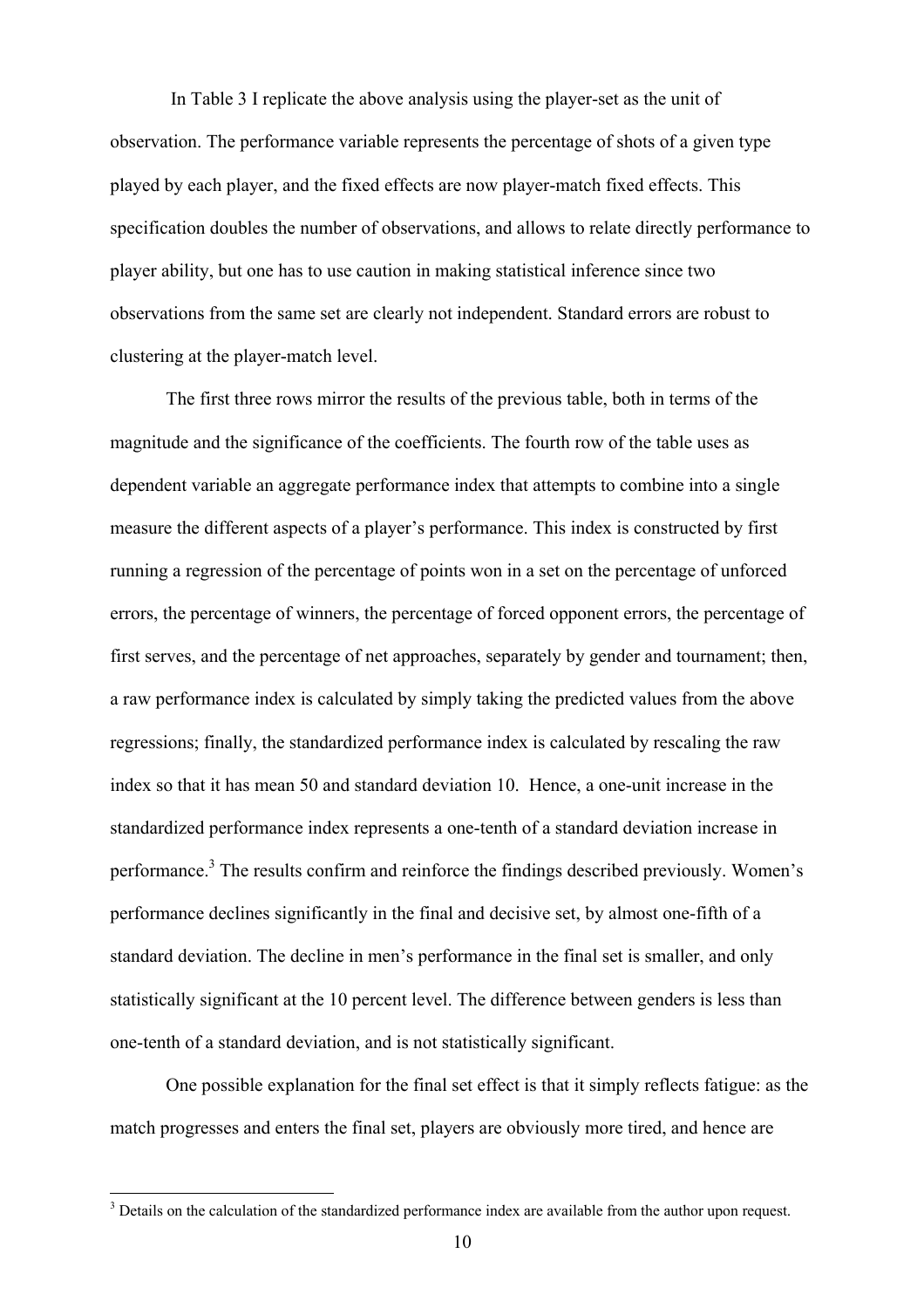In Table 3 I replicate the above analysis using the player-set as the unit of observation. The performance variable represents the percentage of shots of a given type played by each player, and the fixed effects are now player-match fixed effects. This specification doubles the number of observations, and allows to relate directly performance to player ability, but one has to use caution in making statistical inference since two observations from the same set are clearly not independent. Standard errors are robust to clustering at the player-match level.

The first three rows mirror the results of the previous table, both in terms of the magnitude and the significance of the coefficients. The fourth row of the table uses as dependent variable an aggregate performance index that attempts to combine into a single measure the different aspects of a player's performance. This index is constructed by first running a regression of the percentage of points won in a set on the percentage of unforced errors, the percentage of winners, the percentage of forced opponent errors, the percentage of first serves, and the percentage of net approaches, separately by gender and tournament; then, a raw performance index is calculated by simply taking the predicted values from the above regressions; finally, the standardized performance index is calculated by rescaling the raw index so that it has mean 50 and standard deviation 10. Hence, a one-unit increase in the standardized performance index represents a one-tenth of a standard deviation increase in performance.[3] The results confirm and reinforce the findings described previously. Women's performance declines significantly in the final and decisive set, by almost one-fifth of a standard deviation. The decline in men's performance in the final set is smaller, and only statistically significant at the 10 percent level. The difference between genders is less than one-tenth of a standard deviation, and is not statistically significant.

One possible explanation for the final set effect is that it simply reflects fatigue: as the match progresses and enters the final set, players are obviously more tired, and hence are

[3] Details on the calculation of the standardized performance index are available from the author upon request.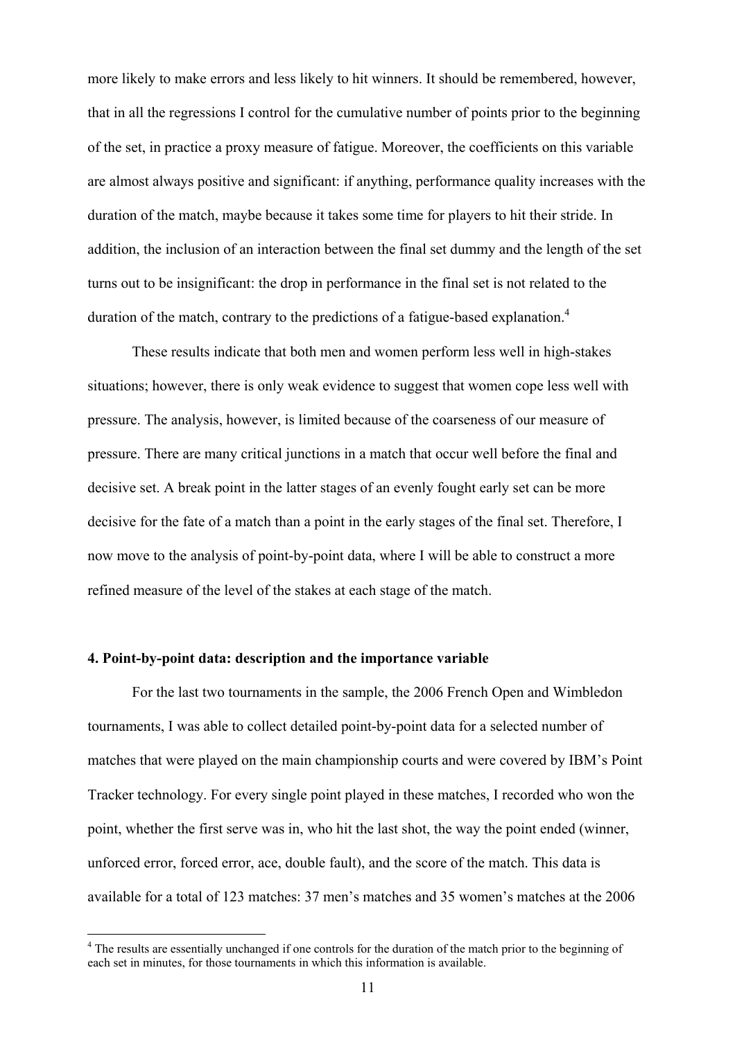more likely to make errors and less likely to hit winners. It should be remembered, however, that in all the regressions I control for the cumulative number of points prior to the beginning of the set, in practice a proxy measure of fatigue. Moreover, the coefficients on this variable are almost always positive and significant: if anything, performance quality increases with the duration of the match, maybe because it takes some time for players to hit their stride. In addition, the inclusion of an interaction between the final set dummy and the length of the set turns out to be insignificant: the drop in performance in the final set is not related to the duration of the match, contrary to the predictions of a fatigue-based explanation.[4]

These results indicate that both men and women perform less well in high-stakes situations; however, there is only weak evidence to suggest that women cope less well with pressure. The analysis, however, is limited because of the coarseness of our measure of pressure. There are many critical junctions in a match that occur well before the final and decisive set. A break point in the latter stages of an evenly fought early set can be more decisive for the fate of a match than a point in the early stages of the final set. Therefore, I now move to the analysis of point-by-point data, where I will be able to construct a more refined measure of the level of the stakes at each stage of the match.

## 4. Point-by-point data: description and the importance variable

For the last two tournaments in the sample, the 2006 French Open and Wimbledon tournaments, I was able to collect detailed point-by-point data for a selected number of matches that were played on the main championship courts and were covered by IBM's Point Tracker technology. For every single point played in these matches, I recorded who won the point, whether the first serve was in, who hit the last shot, the way the point ended (winner, unforced error, forced error, ace, double fault), and the score of the match. This data is available for a total of 123 matches: 37 men's matches and 35 women's matches at the 2006

[4] The results are essentially unchanged if one controls for the duration of the match prior to the beginning of each set in minutes, for those tournaments in which this information is available.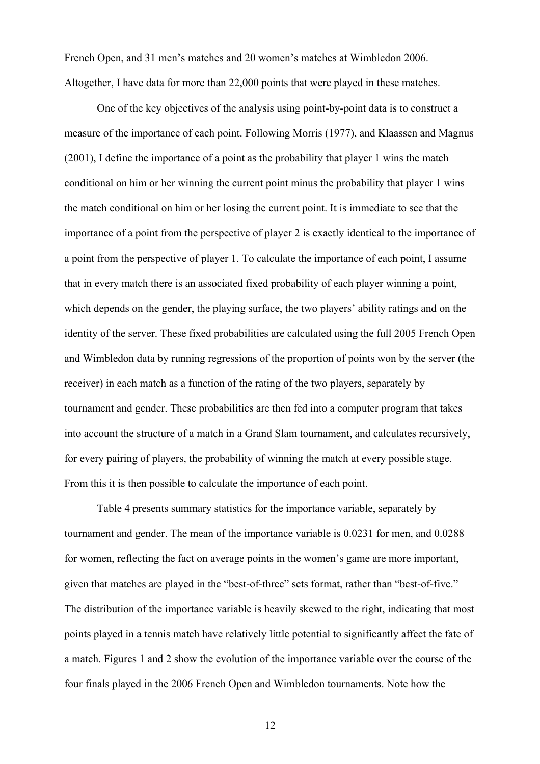French Open, and 31 men's matches and 20 women's matches at Wimbledon 2006. Altogether, I have data for more than 22,000 points that were played in these matches.

One of the key objectives of the analysis using point-by-point data is to construct a measure of the importance of each point. Following Morris (1977), and Klaassen and Magnus (2001), I define the importance of a point as the probability that player 1 wins the match conditional on him or her winning the current point minus the probability that player 1 wins the match conditional on him or her losing the current point. It is immediate to see that the importance of a point from the perspective of player 2 is exactly identical to the importance of a point from the perspective of player 1. To calculate the importance of each point, I assume that in every match there is an associated fixed probability of each player winning a point, which depends on the gender, the playing surface, the two players' ability ratings and on the identity of the server. These fixed probabilities are calculated using the full 2005 French Open and Wimbledon data by running regressions of the proportion of points won by the server (the receiver) in each match as a function of the rating of the two players, separately by tournament and gender. These probabilities are then fed into a computer program that takes into account the structure of a match in a Grand Slam tournament, and calculates recursively, for every pairing of players, the probability of winning the match at every possible stage. From this it is then possible to calculate the importance of each point.

Table 4 presents summary statistics for the importance variable, separately by tournament and gender. The mean of the importance variable is 0.0231 for men, and 0.0288 for women, reflecting the fact on average points in the women's game are more important, given that matches are played in the "best-of-three" sets format, rather than "best-of-five." The distribution of the importance variable is heavily skewed to the right, indicating that most points played in a tennis match have relatively little potential to significantly affect the fate of a match. Figures 1 and 2 show the evolution of the importance variable over the course of the four finals played in the 2006 French Open and Wimbledon tournaments. Note how the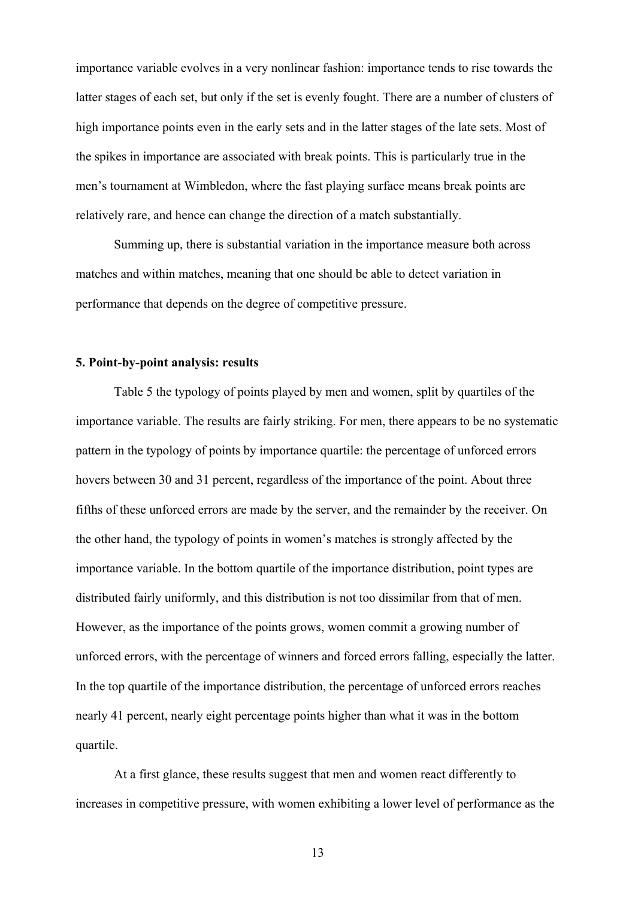importance variable evolves in a very nonlinear fashion: importance tends to rise towards the latter stages of each set, but only if the set is evenly fought. There are a number of clusters of high importance points even in the early sets and in the latter stages of the late sets. Most of the spikes in importance are associated with break points. This is particularly true in the men's tournament at Wimbledon, where the fast playing surface means break points are relatively rare, and hence can change the direction of a match substantially.

Summing up, there is substantial variation in the importance measure both across matches and within matches, meaning that one should be able to detect variation in performance that depends on the degree of competitive pressure.

### 5. Point-by-point analysis: results

Table 5 the typology of points played by men and women, split by quartiles of the importance variable. The results are fairly striking. For men, there appears to be no systematic pattern in the typology of points by importance quartile: the percentage of unforced errors hovers between 30 and 31 percent, regardless of the importance of the point. About three fifths of these unforced errors are made by the server, and the remainder by the receiver. On the other hand, the typology of points in women's matches is strongly affected by the importance variable. In the bottom quartile of the importance distribution, point types are distributed fairly uniformly, and this distribution is not too dissimilar from that of men. However, as the importance of the points grows, women commit a growing number of unforced errors, with the percentage of winners and forced errors falling, especially the latter. In the top quartile of the importance distribution, the percentage of unforced errors reaches nearly 41 percent, nearly eight percentage points higher than what it was in the bottom quartile.

At a first glance, these results suggest that men and women react differently to increases in competitive pressure, with women exhibiting a lower level of performance as the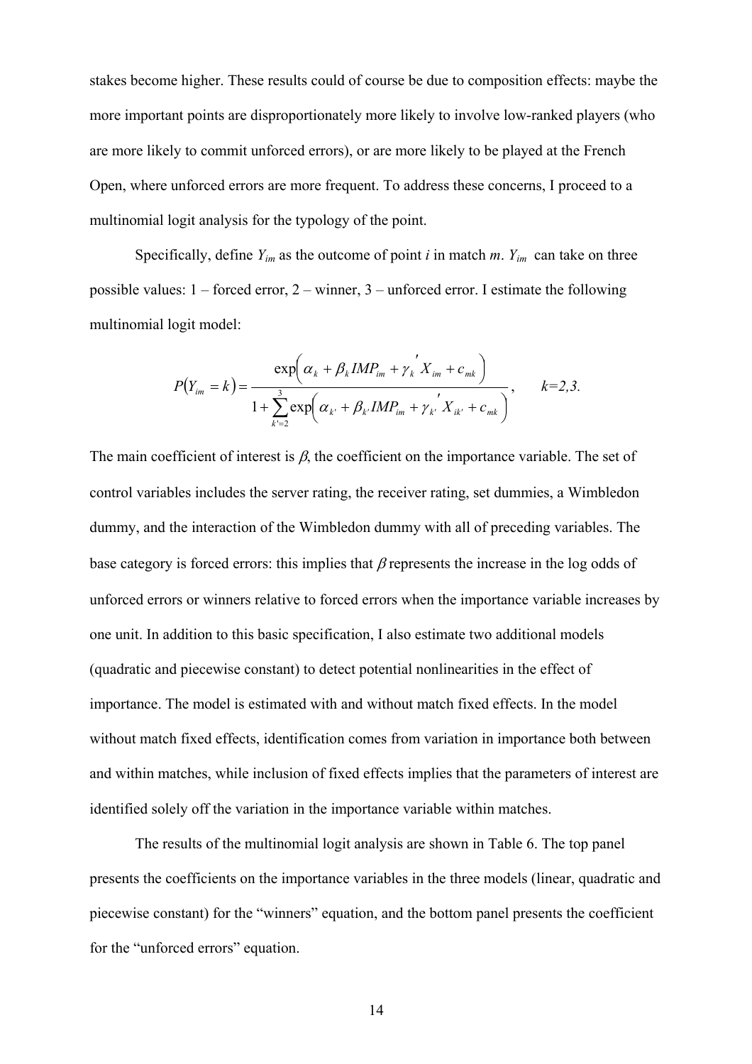stakes become higher. These results could of course be due to composition effects: maybe the more important points are disproportionately more likely to involve low-ranked players (who are more likely to commit unforced errors), or are more likely to be played at the French Open, where unforced errors are more frequent. To address these concerns, I proceed to a multinomial logit analysis for the typology of the point.

Specifically, define $Y_{im}$ as the outcome of point $i$ in match $m$. $Y_{im}$ can take on three possible values: 1 – forced error, 2 – winner, 3 – unforced error. I estimate the following multinomial logit model:

$$P(Y_{im} = k) = \frac{\exp\left(\alpha_k + \beta_k IMP_{im} + \gamma_k' X_{im} + c_{mk}\right)}{1 + \sum_{k'=2}^{3} \exp\left(\alpha_{k'} + \beta_{k'} IMP_{im} + \gamma_{k'}' X_{ik'} + c_{mk}\right)}, \qquad k=2,3.$$

The main coefficient of interest is $\beta$, the coefficient on the importance variable. The set of control variables includes the server rating, the receiver rating, set dummies, a Wimbledon dummy, and the interaction of the Wimbledon dummy with all of preceding variables. The base category is forced errors: this implies that $\beta$ represents the increase in the log odds of unforced errors or winners relative to forced errors when the importance variable increases by one unit. In addition to this basic specification, I also estimate two additional models (quadratic and piecewise constant) to detect potential nonlinearities in the effect of importance. The model is estimated with and without match fixed effects. In the model without match fixed effects, identification comes from variation in importance both between and within matches, while inclusion of fixed effects implies that the parameters of interest are identified solely off the variation in the importance variable within matches.

The results of the multinomial logit analysis are shown in Table 6. The top panel presents the coefficients on the importance variables in the three models (linear, quadratic and piecewise constant) for the "winners" equation, and the bottom panel presents the coefficient for the "unforced errors" equation.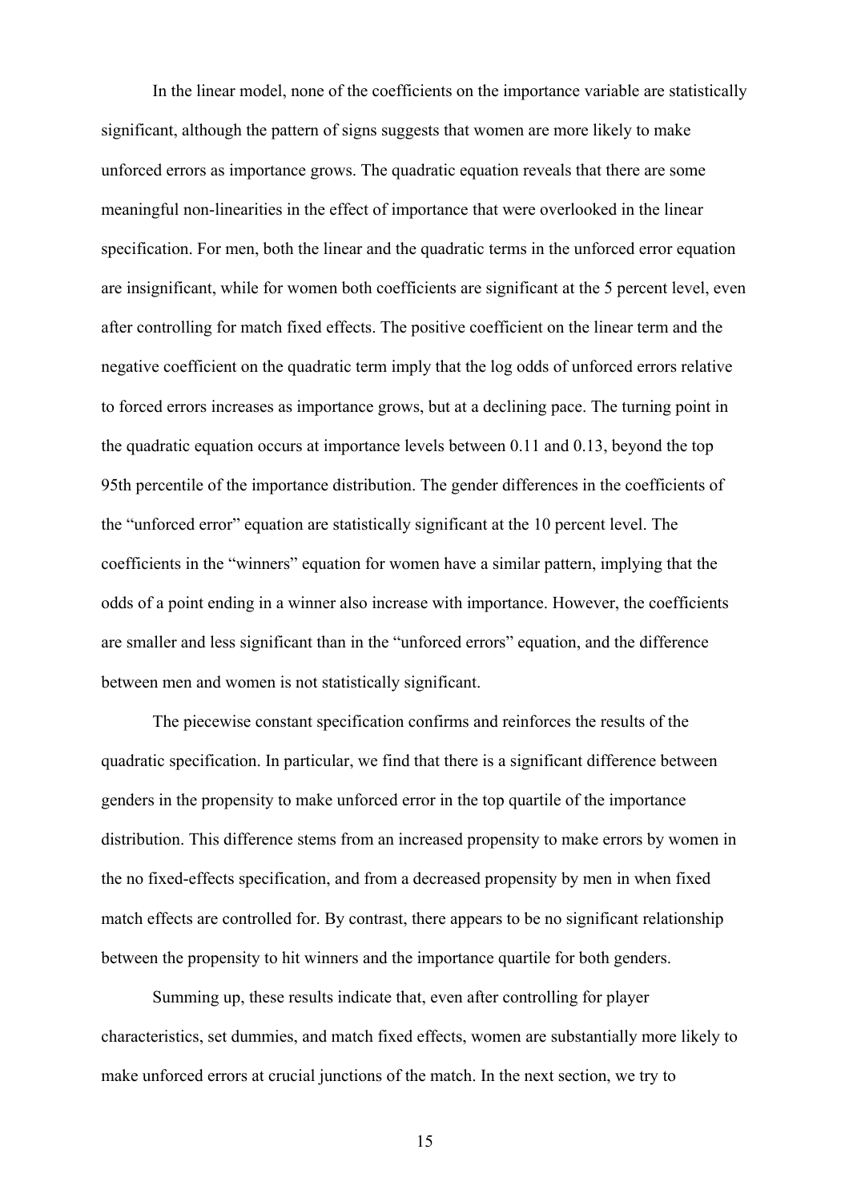In the linear model, none of the coefficients on the importance variable are statistically significant, although the pattern of signs suggests that women are more likely to make unforced errors as importance grows. The quadratic equation reveals that there are some meaningful non-linearities in the effect of importance that were overlooked in the linear specification. For men, both the linear and the quadratic terms in the unforced error equation are insignificant, while for women both coefficients are significant at the 5 percent level, even after controlling for match fixed effects. The positive coefficient on the linear term and the negative coefficient on the quadratic term imply that the log odds of unforced errors relative to forced errors increases as importance grows, but at a declining pace. The turning point in the quadratic equation occurs at importance levels between 0.11 and 0.13, beyond the top 95th percentile of the importance distribution. The gender differences in the coefficients of the "unforced error" equation are statistically significant at the 10 percent level. The coefficients in the "winners" equation for women have a similar pattern, implying that the odds of a point ending in a winner also increase with importance. However, the coefficients are smaller and less significant than in the "unforced errors" equation, and the difference between men and women is not statistically significant.

The piecewise constant specification confirms and reinforces the results of the quadratic specification. In particular, we find that there is a significant difference between genders in the propensity to make unforced error in the top quartile of the importance distribution. This difference stems from an increased propensity to make errors by women in the no fixed-effects specification, and from a decreased propensity by men in when fixed match effects are controlled for. By contrast, there appears to be no significant relationship between the propensity to hit winners and the importance quartile for both genders.

Summing up, these results indicate that, even after controlling for player characteristics, set dummies, and match fixed effects, women are substantially more likely to make unforced errors at crucial junctions of the match. In the next section, we try to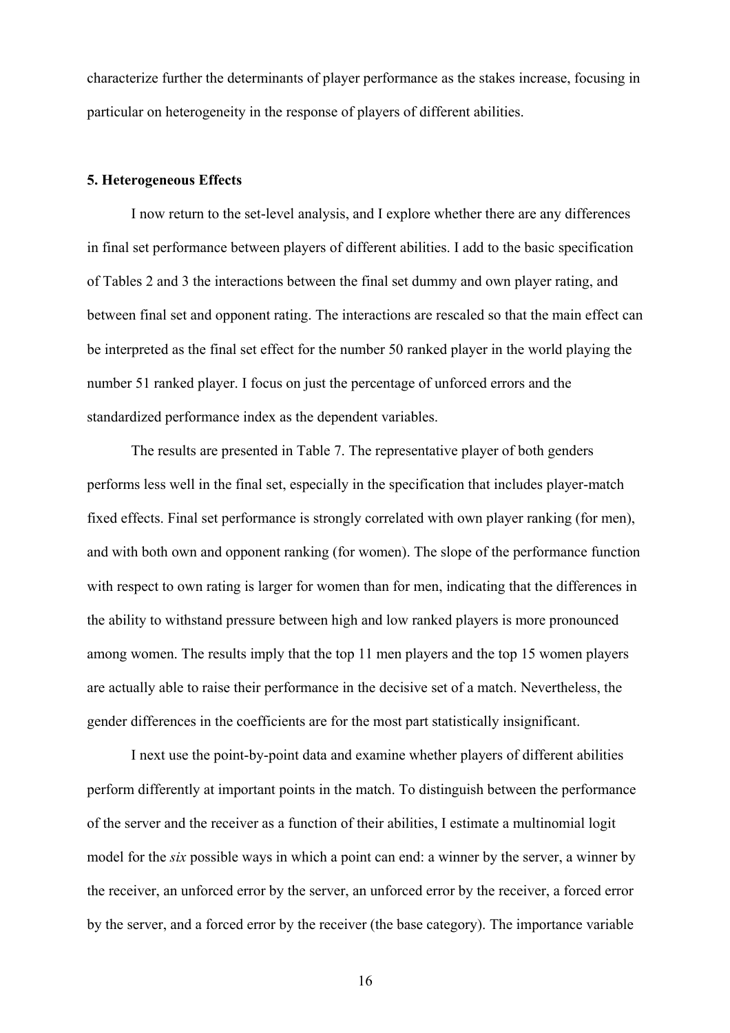characterize further the determinants of player performance as the stakes increase, focusing in particular on heterogeneity in the response of players of different abilities.

### 5. Heterogeneous Effects

I now return to the set-level analysis, and I explore whether there are any differences in final set performance between players of different abilities. I add to the basic specification of Tables 2 and 3 the interactions between the final set dummy and own player rating, and between final set and opponent rating. The interactions are rescaled so that the main effect can be interpreted as the final set effect for the number 50 ranked player in the world playing the number 51 ranked player. I focus on just the percentage of unforced errors and the standardized performance index as the dependent variables.

The results are presented in Table 7. The representative player of both genders performs less well in the final set, especially in the specification that includes player-match fixed effects. Final set performance is strongly correlated with own player ranking (for men), and with both own and opponent ranking (for women). The slope of the performance function with respect to own rating is larger for women than for men, indicating that the differences in the ability to withstand pressure between high and low ranked players is more pronounced among women. The results imply that the top 11 men players and the top 15 women players are actually able to raise their performance in the decisive set of a match. Nevertheless, the gender differences in the coefficients are for the most part statistically insignificant.

I next use the point-by-point data and examine whether players of different abilities perform differently at important points in the match. To distinguish between the performance of the server and the receiver as a function of their abilities, I estimate a multinomial logit model for the *six* possible ways in which a point can end: a winner by the server, a winner by the receiver, an unforced error by the server, an unforced error by the receiver, a forced error by the server, and a forced error by the receiver (the base category). The importance variable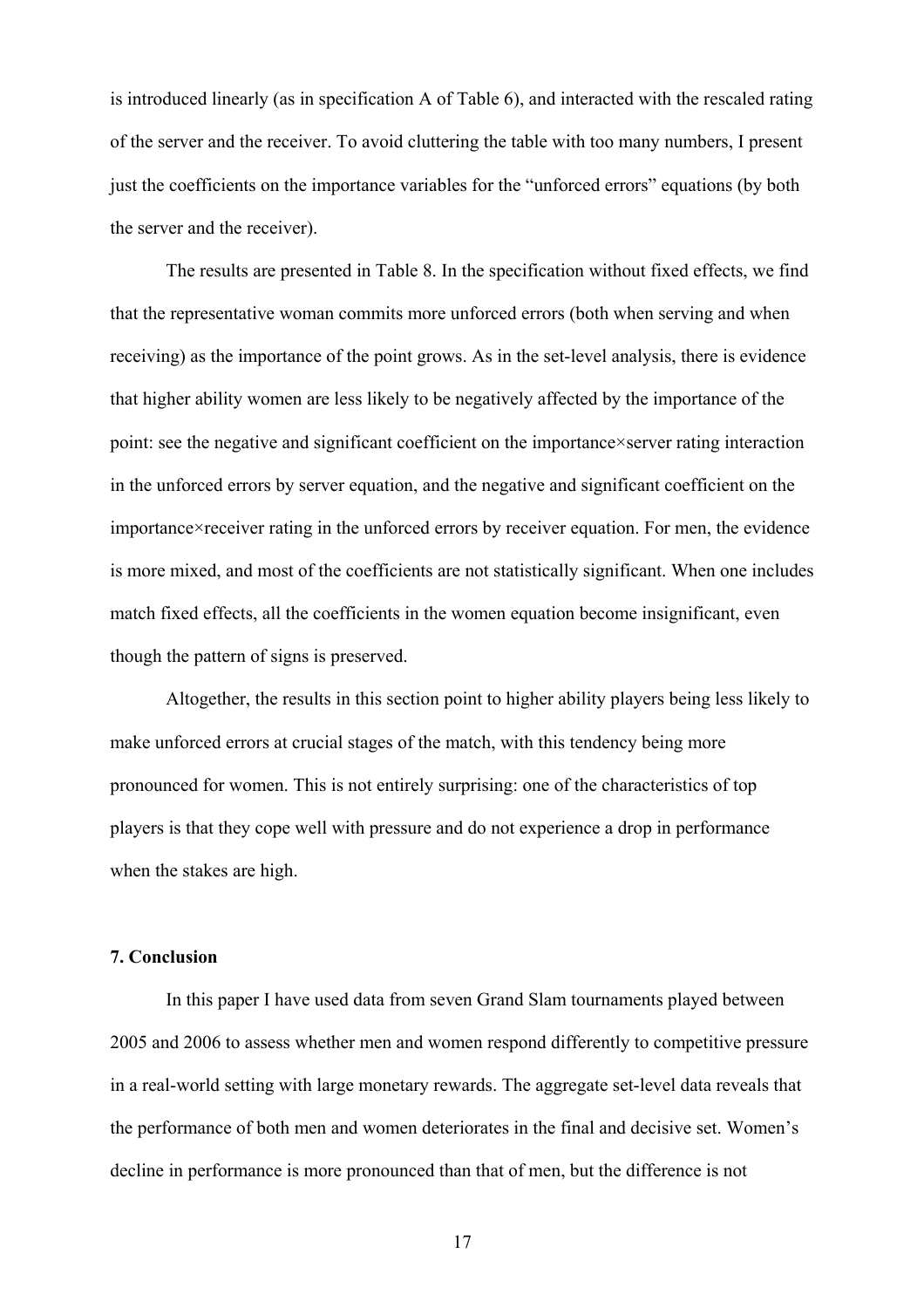is introduced linearly (as in specification A of Table 6), and interacted with the rescaled rating of the server and the receiver. To avoid cluttering the table with too many numbers, I present just the coefficients on the importance variables for the "unforced errors" equations (by both the server and the receiver).

The results are presented in Table 8. In the specification without fixed effects, we find that the representative woman commits more unforced errors (both when serving and when receiving) as the importance of the point grows. As in the set-level analysis, there is evidence that higher ability women are less likely to be negatively affected by the importance of the point: see the negative and significant coefficient on the importance×server rating interaction in the unforced errors by server equation, and the negative and significant coefficient on the importance×receiver rating in the unforced errors by receiver equation. For men, the evidence is more mixed, and most of the coefficients are not statistically significant. When one includes match fixed effects, all the coefficients in the women equation become insignificant, even though the pattern of signs is preserved.

Altogether, the results in this section point to higher ability players being less likely to make unforced errors at crucial stages of the match, with this tendency being more pronounced for women. This is not entirely surprising: one of the characteristics of top players is that they cope well with pressure and do not experience a drop in performance when the stakes are high.

## 7. Conclusion

In this paper I have used data from seven Grand Slam tournaments played between 2005 and 2006 to assess whether men and women respond differently to competitive pressure in a real-world setting with large monetary rewards. The aggregate set-level data reveals that the performance of both men and women deteriorates in the final and decisive set. Women's decline in performance is more pronounced than that of men, but the difference is not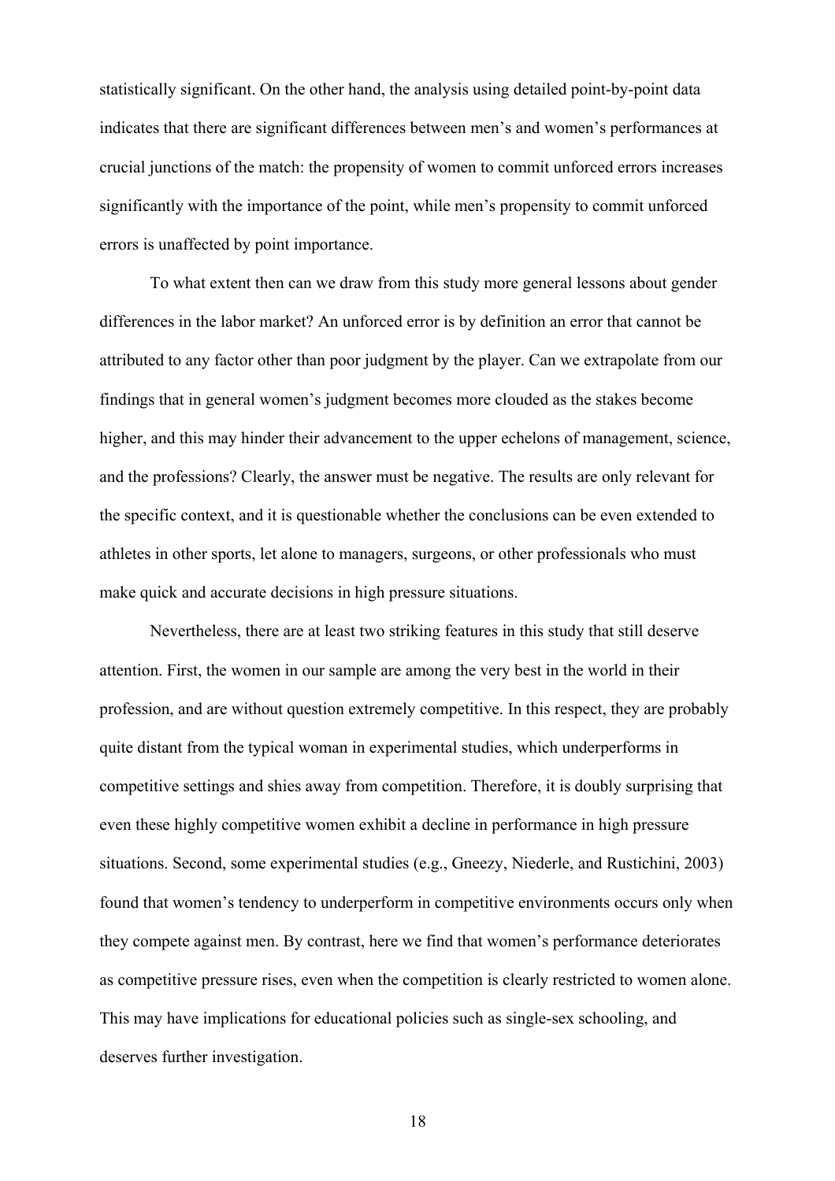statistically significant. On the other hand, the analysis using detailed point-by-point data indicates that there are significant differences between men's and women's performances at crucial junctions of the match: the propensity of women to commit unforced errors increases significantly with the importance of the point, while men's propensity to commit unforced errors is unaffected by point importance.

To what extent then can we draw from this study more general lessons about gender differences in the labor market? An unforced error is by definition an error that cannot be attributed to any factor other than poor judgment by the player. Can we extrapolate from our findings that in general women's judgment becomes more clouded as the stakes become higher, and this may hinder their advancement to the upper echelons of management, science, and the professions? Clearly, the answer must be negative. The results are only relevant for the specific context, and it is questionable whether the conclusions can be even extended to athletes in other sports, let alone to managers, surgeons, or other professionals who must make quick and accurate decisions in high pressure situations.

Nevertheless, there are at least two striking features in this study that still deserve attention. First, the women in our sample are among the very best in the world in their profession, and are without question extremely competitive. In this respect, they are probably quite distant from the typical woman in experimental studies, which underperforms in competitive settings and shies away from competition. Therefore, it is doubly surprising that even these highly competitive women exhibit a decline in performance in high pressure situations. Second, some experimental studies (e.g., Gneezy, Niederle, and Rustichini, 2003) found that women's tendency to underperform in competitive environments occurs only when they compete against men. By contrast, here we find that women's performance deteriorates as competitive pressure rises, even when the competition is clearly restricted to women alone. This may have implications for educational policies such as single-sex schooling, and deserves further investigation.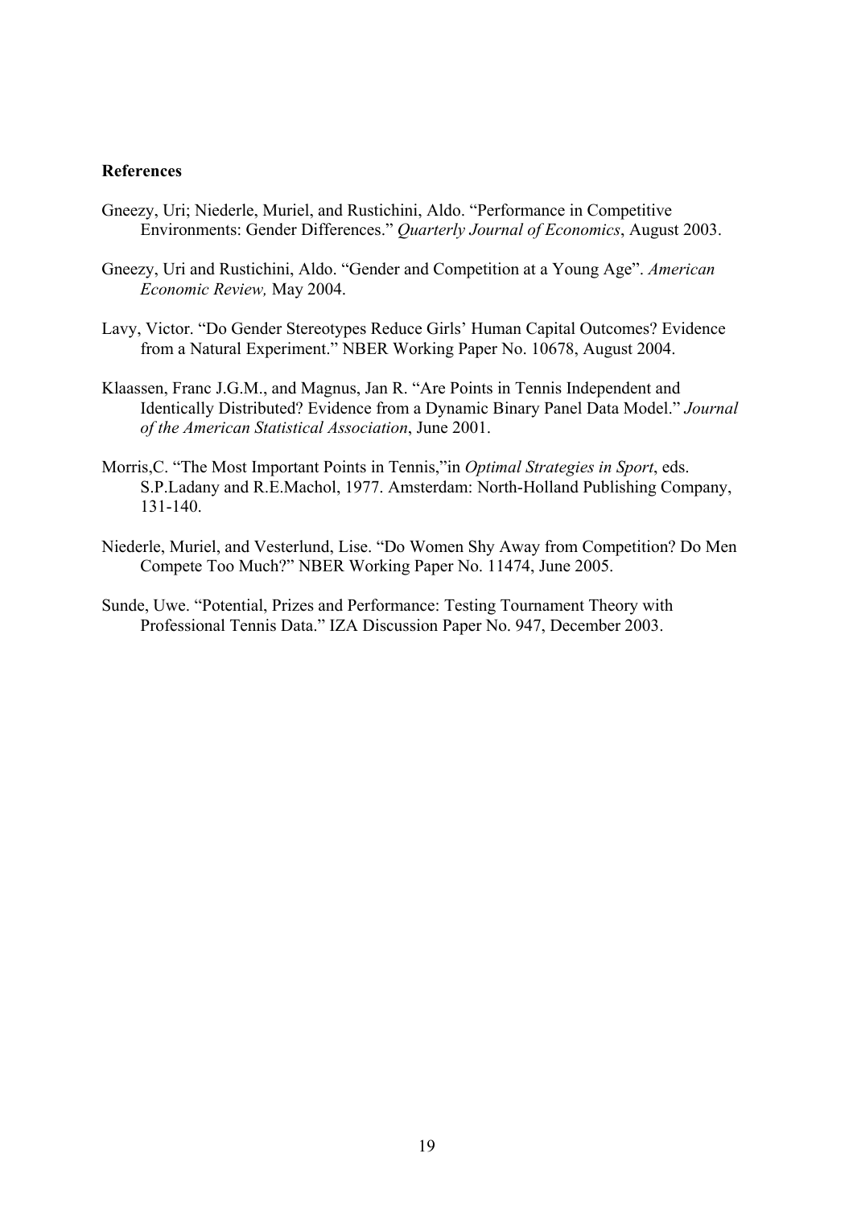**References**

Gneezy, Uri; Niederle, Muriel, and Rustichini, Aldo. "Performance in Competitive Environments: Gender Differences." *Quarterly Journal of Economics*, August 2003.

Gneezy, Uri and Rustichini, Aldo. "Gender and Competition at a Young Age". *American Economic Review,* May 2004.

Lavy, Victor. "Do Gender Stereotypes Reduce Girls' Human Capital Outcomes? Evidence from a Natural Experiment." NBER Working Paper No. 10678, August 2004.

Klaassen, Franc J.G.M., and Magnus, Jan R. "Are Points in Tennis Independent and Identically Distributed? Evidence from a Dynamic Binary Panel Data Model." *Journal of the American Statistical Association*, June 2001.

Morris,C. "The Most Important Points in Tennis,"in *Optimal Strategies in Sport*, eds. S.P.Ladany and R.E.Machol, 1977. Amsterdam: North-Holland Publishing Company, 131-140.

Niederle, Muriel, and Vesterlund, Lise. "Do Women Shy Away from Competition? Do Men Compete Too Much?" NBER Working Paper No. 11474, June 2005.

Sunde, Uwe. "Potential, Prizes and Performance: Testing Tournament Theory with Professional Tennis Data." IZA Discussion Paper No. 947, December 2003.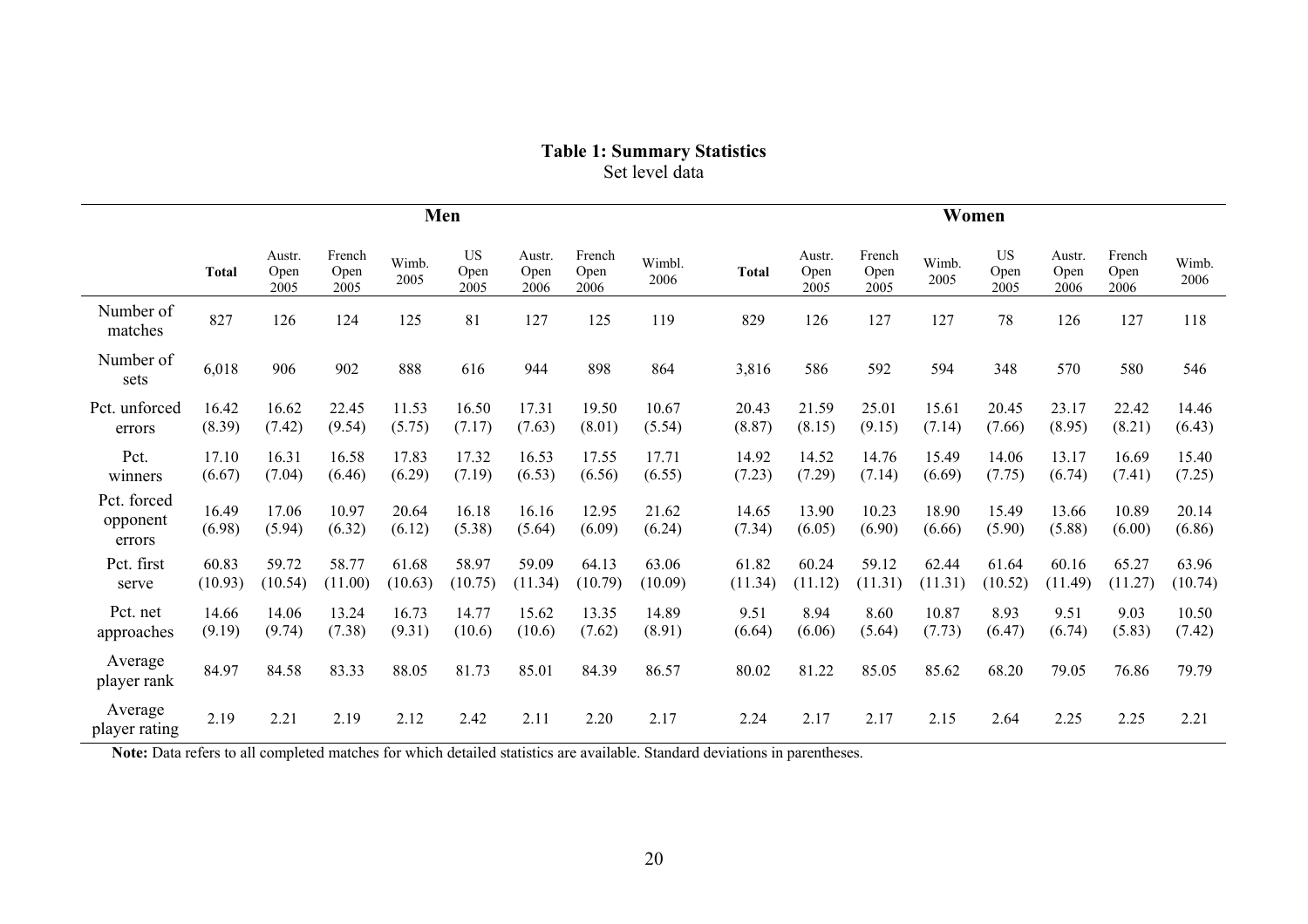**Table 1: Summary Statistics**

Set level data

| | Men | | | | | | | | Women | | | | | | | |
|---|---|---|---|---|---|---|---|---|---|---|---|---|---|---|---|---|
| | **Total** | Austr. Open 2005 | French Open 2005 | Wimb. 2005 | US Open 2005 | Austr. Open 2006 | French Open 2006 | Wimbl. 2006 | **Total** | Austr. Open 2005 | French Open 2005 | Wimb. 2005 | US Open 2005 | Austr. Open 2006 | French Open 2006 | Wimb. 2006 |
| Number of matches | 827 | 126 | 124 | 125 | 81 | 127 | 125 | 119 | 829 | 126 | 127 | 127 | 78 | 126 | 127 | 118 |
| Number of sets | 6,018 | 906 | 902 | 888 | 616 | 944 | 898 | 864 | 3,816 | 586 | 592 | 594 | 348 | 570 | 580 | 546 |
| Pct. unforced errors | 16.42 (8.39) | 16.62 (7.42) | 22.45 (9.54) | 11.53 (5.75) | 16.50 (7.17) | 17.31 (7.63) | 19.50 (8.01) | 10.67 (5.54) | 20.43 (8.87) | 21.59 (8.15) | 25.01 (9.15) | 15.61 (7.14) | 20.45 (7.66) | 23.17 (8.95) | 22.42 (8.21) | 14.46 (6.43) |
| Pct. winners | 17.10 (6.67) | 16.31 (7.04) | 16.58 (6.46) | 17.83 (6.29) | 17.32 (7.19) | 16.53 (6.53) | 17.55 (6.56) | 17.71 (6.55) | 14.92 (7.23) | 14.52 (7.29) | 14.76 (7.14) | 15.49 (6.69) | 14.06 (7.75) | 13.17 (6.74) | 16.69 (7.41) | 15.40 (7.25) |
| Pct. forced opponent errors | 16.49 (6.98) | 17.06 (5.94) | 10.97 (6.32) | 20.64 (6.12) | 16.18 (5.38) | 16.16 (5.64) | 12.95 (6.09) | 21.62 (6.24) | 14.65 (7.34) | 13.90 (6.05) | 10.23 (6.90) | 18.90 (6.66) | 15.49 (5.90) | 13.66 (5.88) | 10.89 (6.00) | 20.14 (6.86) |
| Pct. first serve | 60.83 (10.93) | 59.72 (10.54) | 58.77 (11.00) | 61.68 (10.63) | 58.97 (10.75) | 59.09 (11.34) | 64.13 (10.79) | 63.06 (10.09) | 61.82 (11.34) | 60.24 (11.12) | 59.12 (11.31) | 62.44 (11.31) | 61.64 (10.52) | 60.16 (11.49) | 65.27 (11.27) | 63.96 (10.74) |
| Pct. net approaches | 14.66 (9.19) | 14.06 (9.74) | 13.24 (7.38) | 16.73 (9.31) | 14.77 (10.6) | 15.62 (10.6) | 13.35 (7.62) | 14.89 (8.91) | 9.51 (6.64) | 8.94 (6.06) | 8.60 (5.64) | 10.87 (7.73) | 8.93 (6.47) | 9.51 (6.74) | 9.03 (5.83) | 10.50 (7.42) |
| Average player rank | 84.97 | 84.58 | 83.33 | 88.05 | 81.73 | 85.01 | 84.39 | 86.57 | 80.02 | 81.22 | 85.05 | 85.62 | 68.20 | 79.05 | 76.86 | 79.79 |
| Average player rating | 2.19 | 2.21 | 2.19 | 2.12 | 2.42 | 2.11 | 2.20 | 2.17 | 2.24 | 2.17 | 2.17 | 2.15 | 2.64 | 2.25 | 2.25 | 2.21 |

**Note:** Data refers to all completed matches for which detailed statistics are available. Standard deviations in parentheses.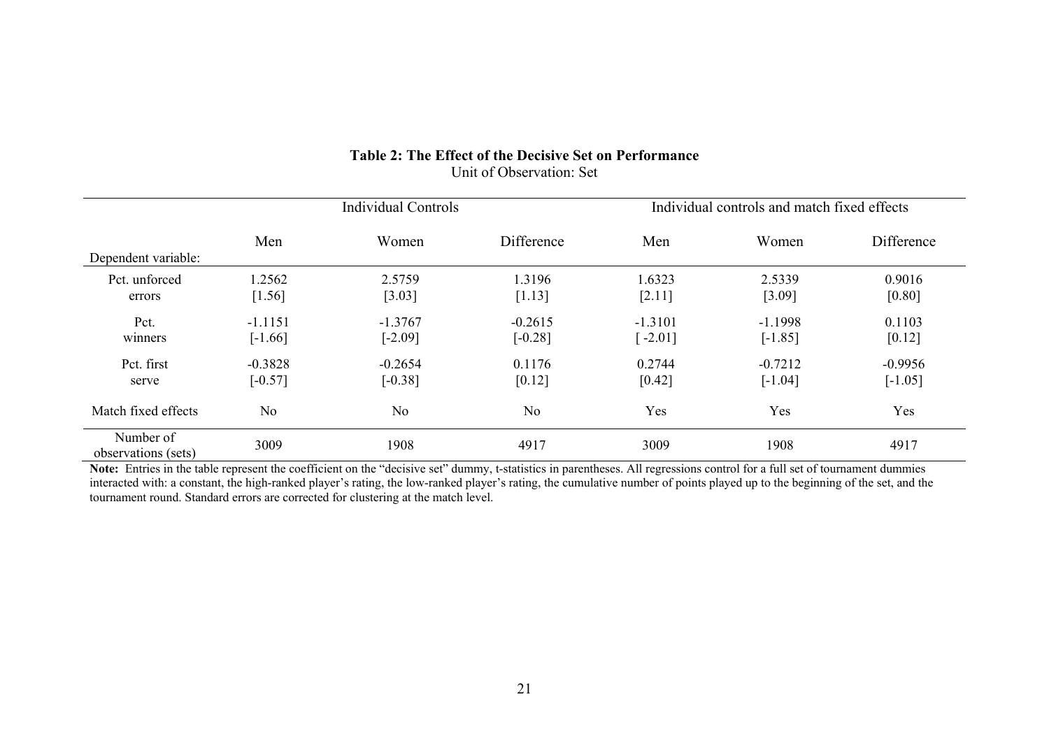**Table 2: The Effect of the Decisive Set on Performance**

Unit of Observation: Set

| | Individual Controls | | | Individual controls and match fixed effects | | |
|---|---|---|---|---|---|---|
| Dependent variable: | Men | Women | Difference | Men | Women | Difference |
| Pct. unforced errors | 1.2562 [1.56] | 2.5759 [3.03] | 1.3196 [1.13] | 1.6323 [2.11] | 2.5339 [3.09] | 0.9016 [0.80] |
| Pct. winners | -1.1151 [-1.66] | -1.3767 [-2.09] | -0.2615 [-0.28] | -1.3101 [ -2.01] | -1.1998 [-1.85] | 0.1103 [0.12] |
| Pct. first serve | -0.3828 [-0.57] | -0.2654 [-0.38] | 0.1176 [0.12] | 0.2744 [0.42] | -0.7212 [-1.04] | -0.9956 [-1.05] |
| Match fixed effects | No | No | No | Yes | Yes | Yes |
| Number of observations (sets) | 3009 | 1908 | 4917 | 3009 | 1908 | 4917 |

**Note:** Entries in the table represent the coefficient on the "decisive set" dummy, t-statistics in parentheses. All regressions control for a full set of tournament dummies interacted with: a constant, the high-ranked player's rating, the low-ranked player's rating, the cumulative number of points played up to the beginning of the set, and the tournament round. Standard errors are corrected for clustering at the match level.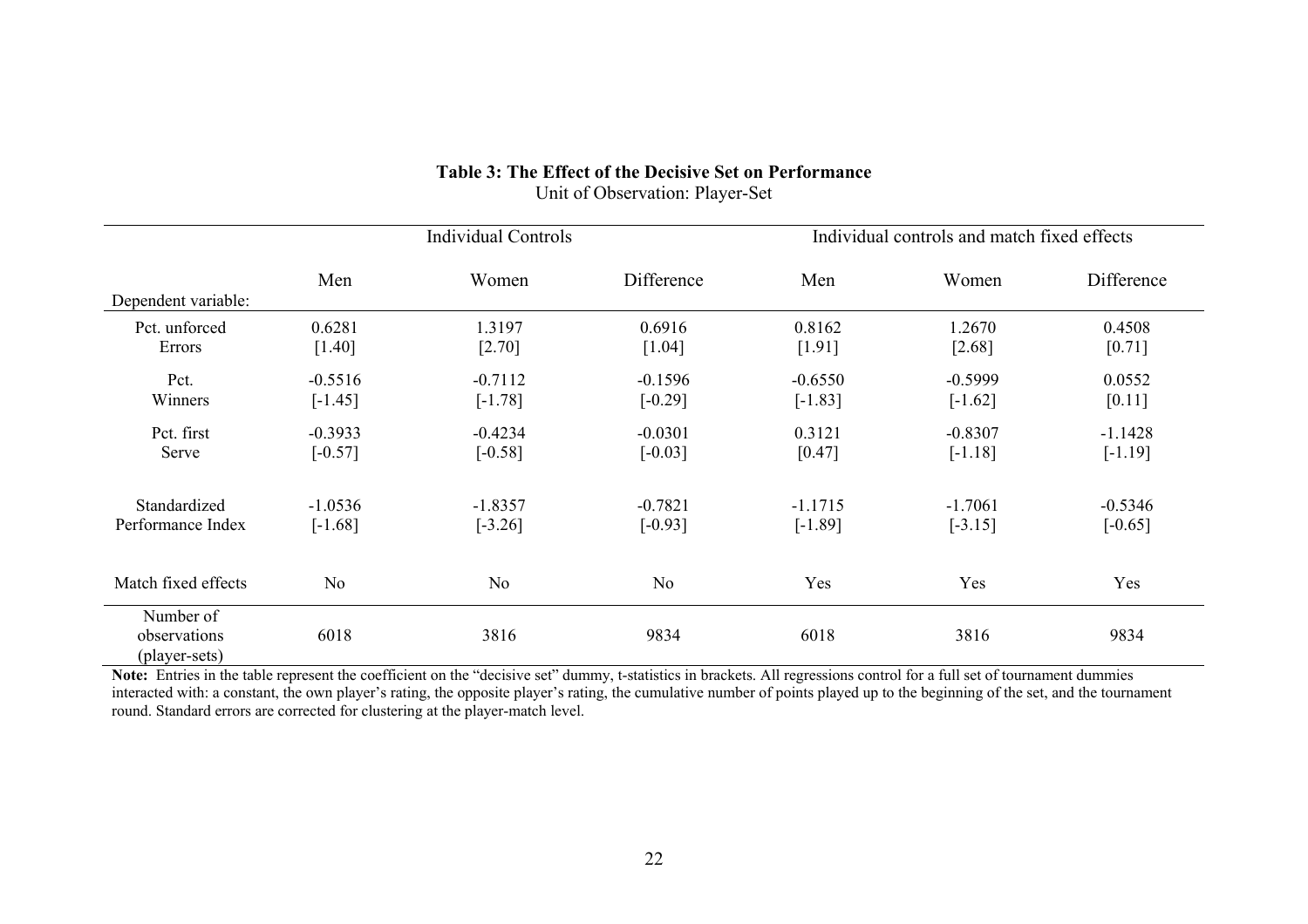**Table 3: The Effect of the Decisive Set on Performance**

Unit of Observation: Player-Set

| | Individual Controls | | | Individual controls and match fixed effects | | |
|---|---|---|---|---|---|---|
| Dependent variable: | Men | Women | Difference | Men | Women | Difference |
| Pct. unforced Errors | 0.6281 | 1.3197 | 0.6916 | 0.8162 | 1.2670 | 0.4508 |
| | [1.40] | [2.70] | [1.04] | [1.91] | [2.68] | [0.71] |
| Pct. Winners | -0.5516 | -0.7112 | -0.1596 | -0.6550 | -0.5999 | 0.0552 |
| | [-1.45] | [-1.78] | [-0.29] | [-1.83] | [-1.62] | [0.11] |
| Pct. first Serve | -0.3933 | -0.4234 | -0.0301 | 0.3121 | -0.8307 | -1.1428 |
| | [-0.57] | [-0.58] | [-0.03] | [0.47] | [-1.18] | [-1.19] |
| Standardized Performance Index | -1.0536 | -1.8357 | -0.7821 | -1.1715 | -1.7061 | -0.5346 |
| | [-1.68] | [-3.26] | [-0.93] | [-1.89] | [-3.15] | [-0.65] |
| Match fixed effects | No | No | No | Yes | Yes | Yes |
| Number of observations (player-sets) | 6018 | 3816 | 9834 | 6018 | 3816 | 9834 |

**Note:** Entries in the table represent the coefficient on the "decisive set" dummy, t-statistics in brackets. All regressions control for a full set of tournament dummies interacted with: a constant, the own player's rating, the opposite player's rating, the cumulative number of points played up to the beginning of the set, and the tournament round. Standard errors are corrected for clustering at the player-match level.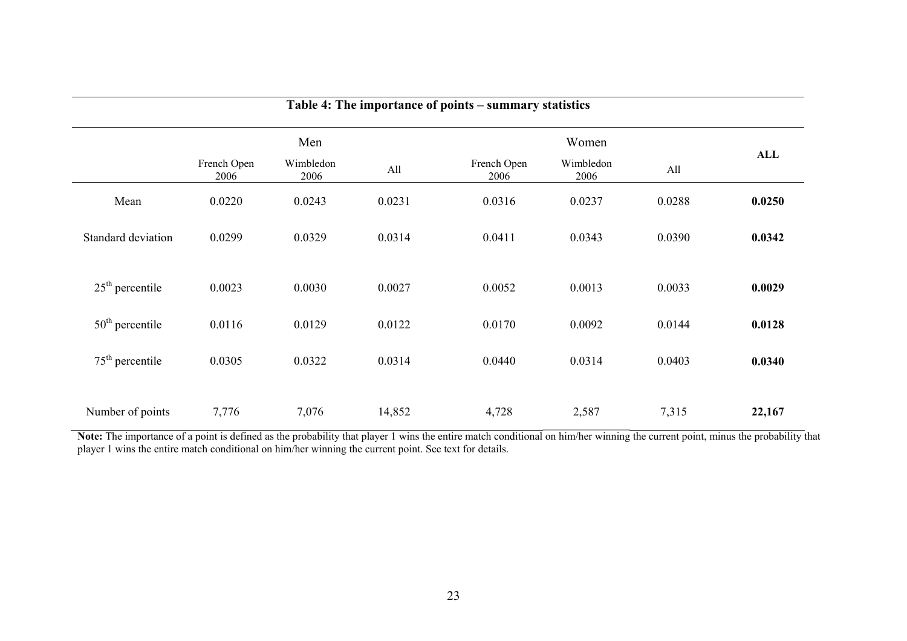**Table 4: The importance of points – summary statistics**

| | Men | | | Women | | | **ALL** |
|---|---|---|---|---|---|---|---|
| | French Open 2006 | Wimbledon 2006 | All | French Open 2006 | Wimbledon 2006 | All | |
| Mean | 0.0220 | 0.0243 | 0.0231 | 0.0316 | 0.0237 | 0.0288 | **0.0250** |
| Standard deviation | 0.0299 | 0.0329 | 0.0314 | 0.0411 | 0.0343 | 0.0390 | **0.0342** |
| 25th percentile | 0.0023 | 0.0030 | 0.0027 | 0.0052 | 0.0013 | 0.0033 | **0.0029** |
| 50th percentile | 0.0116 | 0.0129 | 0.0122 | 0.0170 | 0.0092 | 0.0144 | **0.0128** |
| 75th percentile | 0.0305 | 0.0322 | 0.0314 | 0.0440 | 0.0314 | 0.0403 | **0.0340** |
| Number of points | 7,776 | 7,076 | 14,852 | 4,728 | 2,587 | 7,315 | **22,167** |

**Note:** The importance of a point is defined as the probability that player 1 wins the entire match conditional on him/her winning the current point, minus the probability that player 1 wins the entire match conditional on him/her winning the current point. See text for details.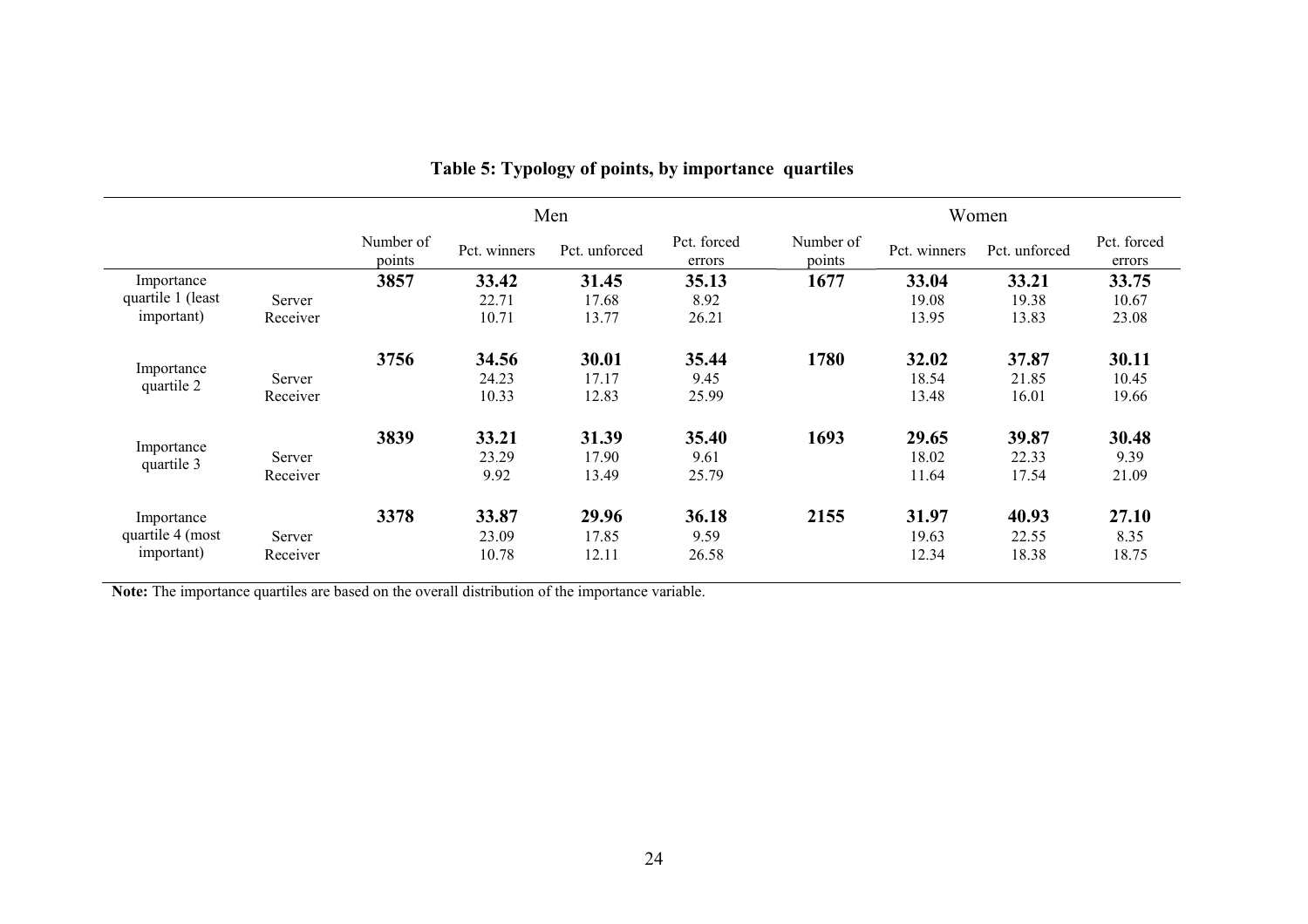**Table 5: Typology of points, by importance quartiles**

| | | Men | | | | Women | | | |
|---|---|---|---|---|---|---|---|---|---|
| | | Number of points | Pct. winners | Pct. unforced | Pct. forced errors | Number of points | Pct. winners | Pct. unforced | Pct. forced errors |
| Importance quartile 1 (least important) | | **3857** | **33.42** | **31.45** | **35.13** | **1677** | **33.04** | **33.21** | **33.75** |
| | Server | | 22.71 | 17.68 | 8.92 | | 19.08 | 19.38 | 10.67 |
| | Receiver | | 10.71 | 13.77 | 26.21 | | 13.95 | 13.83 | 23.08 |
| Importance quartile 2 | | **3756** | **34.56** | **30.01** | **35.44** | **1780** | **32.02** | **37.87** | **30.11** |
| | Server | | 24.23 | 17.17 | 9.45 | | 18.54 | 21.85 | 10.45 |
| | Receiver | | 10.33 | 12.83 | 25.99 | | 13.48 | 16.01 | 19.66 |
| Importance quartile 3 | | **3839** | **33.21** | **31.39** | **35.40** | **1693** | **29.65** | **39.87** | **30.48** |
| | Server | | 23.29 | 17.90 | 9.61 | | 18.02 | 22.33 | 9.39 |
| | Receiver | | 9.92 | 13.49 | 25.79 | | 11.64 | 17.54 | 21.09 |
| Importance quartile 4 (most important) | | **3378** | **33.87** | **29.96** | **36.18** | **2155** | **31.97** | **40.93** | **27.10** |
| | Server | | 23.09 | 17.85 | 9.59 | | 19.63 | 22.55 | 8.35 |
| | Receiver | | 10.78 | 12.11 | 26.58 | | 12.34 | 18.38 | 18.75 |

**Note:** The importance quartiles are based on the overall distribution of the importance variable.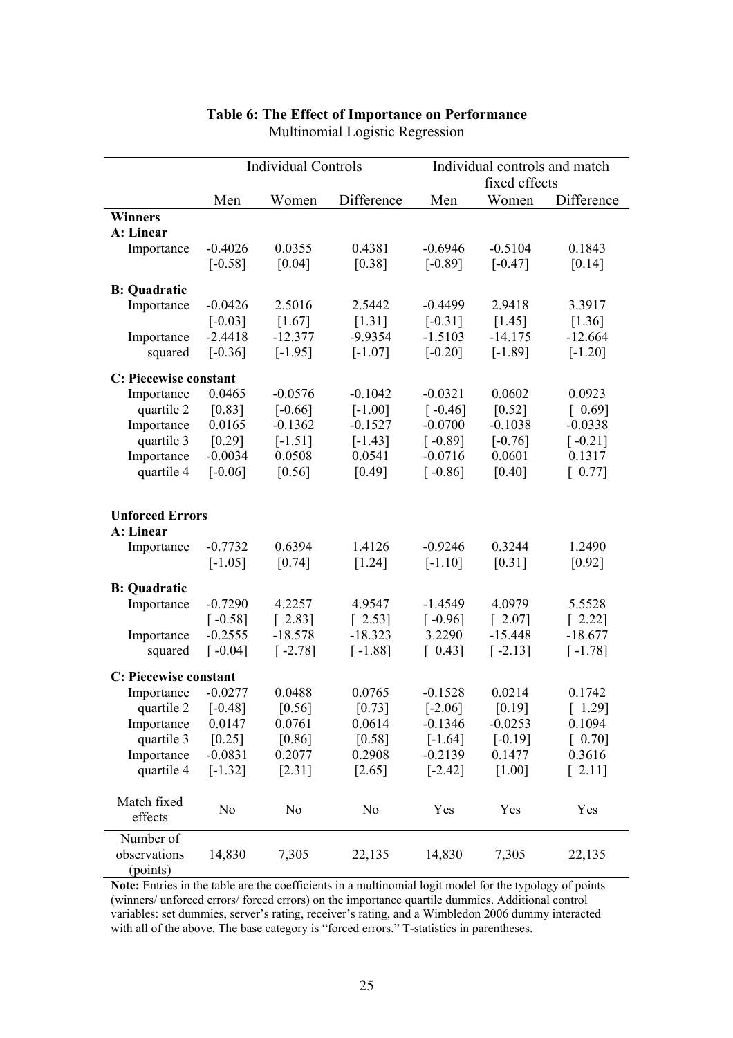**Table 6: The Effect of Importance on Performance**
Multinomial Logistic Regression

| | Individual Controls | | | Individual controls and match fixed effects | | |
|---|---|---|---|---|---|---|
| | Men | Women | Difference | Men | Women | Difference |
| **Winners** | | | | | | |
| **A: Linear** | | | | | | |
| Importance | -0.4026 | 0.0355 | 0.4381 | -0.6946 | -0.5104 | 0.1843 |
| | [-0.58] | [0.04] | [0.38] | [-0.89] | [-0.47] | [0.14] |
| **B: Quadratic** | | | | | | |
| Importance | -0.0426 | 2.5016 | 2.5442 | -0.4499 | 2.9418 | 3.3917 |
| | [-0.03] | [1.67] | [1.31] | [-0.31] | [1.45] | [1.36] |
| Importance squared | -2.4418 | -12.377 | -9.9354 | -1.5103 | -14.175 | -12.664 |
| | [-0.36] | [-1.95] | [-1.07] | [-0.20] | [-1.89] | [-1.20] |
| **C: Piecewise constant** | | | | | | |
| Importance quartile 2 | 0.0465 | -0.0576 | -0.1042 | -0.0321 | 0.0602 | 0.0923 |
| | [0.83] | [-0.66] | [-1.00] | [ -0.46] | [0.52] | [ 0.69] |
| Importance quartile 3 | 0.0165 | -0.1362 | -0.1527 | -0.0700 | -0.1038 | -0.0338 |
| | [0.29] | [-1.51] | [-1.43] | [ -0.89] | [-0.76] | [ -0.21] |
| Importance quartile 4 | -0.0034 | 0.0508 | 0.0541 | -0.0716 | 0.0601 | 0.1317 |
| | [-0.06] | [0.56] | [0.49] | [ -0.86] | [0.40] | [ 0.77] |
| **Unforced Errors** | | | | | | |
| **A: Linear** | | | | | | |
| Importance | -0.7732 | 0.6394 | 1.4126 | -0.9246 | 0.3244 | 1.2490 |
| | [-1.05] | [0.74] | [1.24] | [-1.10] | [0.31] | [0.92] |
| **B: Quadratic** | | | | | | |
| Importance | -0.7290 | 4.2257 | 4.9547 | -1.4549 | 4.0979 | 5.5528 |
| | [ -0.58] | [ 2.83] | [ 2.53] | [ -0.96] | [ 2.07] | [ 2.22] |
| Importance squared | -0.2555 | -18.578 | -18.323 | 3.2290 | -15.448 | -18.677 |
| | [ -0.04] | [ -2.78] | [ -1.88] | [ 0.43] | [ -2.13] | [ -1.78] |
| **C: Piecewise constant** | | | | | | |
| Importance quartile 2 | -0.0277 | 0.0488 | 0.0765 | -0.1528 | 0.0214 | 0.1742 |
| | [-0.48] | [0.56] | [0.73] | [-2.06] | [0.19] | [ 1.29] |
| Importance quartile 3 | 0.0147 | 0.0761 | 0.0614 | -0.1346 | -0.0253 | 0.1094 |
| | [0.25] | [0.86] | [0.58] | [-1.64] | [-0.19] | [ 0.70] |
| Importance quartile 4 | -0.0831 | 0.2077 | 0.2908 | -0.2139 | 0.1477 | 0.3616 |
| | [-1.32] | [2.31] | [2.65] | [-2.42] | [1.00] | [ 2.11] |
| Match fixed effects | No | No | No | Yes | Yes | Yes |
| Number of observations (points) | 14,830 | 7,305 | 22,135 | 14,830 | 7,305 | 22,135 |

**Note:** Entries in the table are the coefficients in a multinomial logit model for the typology of points (winners/ unforced errors/ forced errors) on the importance quartile dummies. Additional control variables: set dummies, server's rating, receiver's rating, and a Wimbledon 2006 dummy interacted with all of the above. The base category is "forced errors." T-statistics in parentheses.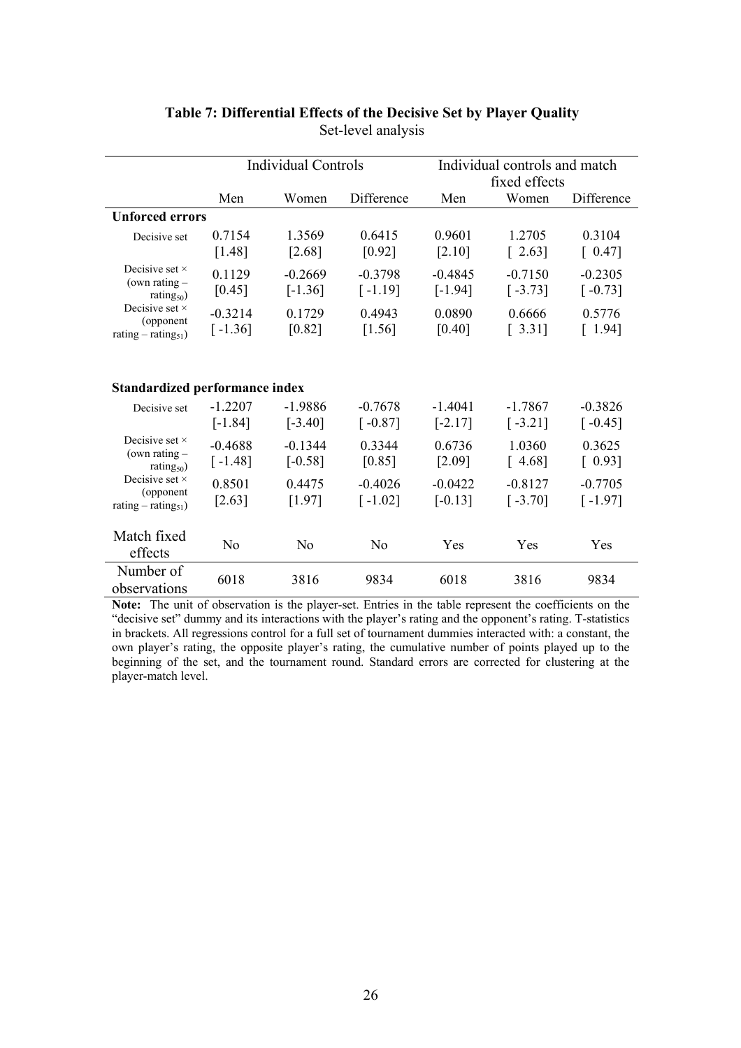**Table 7: Differential Effects of the Decisive Set by Player Quality**

Set-level analysis

| | Individual Controls | | | Individual controls and match fixed effects | | |
|---|---|---|---|---|---|---|
| | Men | Women | Difference | Men | Women | Difference |
| **Unforced errors** | | | | | | |
| Decisive set | 0.7154 | 1.3569 | 0.6415 | 0.9601 | 1.2705 | 0.3104 |
| | [1.48] | [2.68] | [0.92] | [2.10] | [ 2.63] | [ 0.47] |
| Decisive set × (own rating – $rating_{50}$) | 0.1129 | -0.2669 | -0.3798 | -0.4845 | -0.7150 | -0.2305 |
| | [0.45] | [-1.36] | [ -1.19] | [-1.94] | [ -3.73] | [ -0.73] |
| Decisive set × (opponent rating – $rating_{51}$) | -0.3214 | 0.1729 | 0.4943 | 0.0890 | 0.6666 | 0.5776 |
| | [ -1.36] | [0.82] | [1.56] | [0.40] | [ 3.31] | [ 1.94] |
| **Standardized performance index** | | | | | | |
| Decisive set | -1.2207 | -1.9886 | -0.7678 | -1.4041 | -1.7867 | -0.3826 |
| | [-1.84] | [-3.40] | [ -0.87] | [-2.17] | [ -3.21] | [ -0.45] |
| Decisive set × (own rating – $rating_{50}$) | -0.4688 | -0.1344 | 0.3344 | 0.6736 | 1.0360 | 0.3625 |
| | [ -1.48] | [-0.58] | [0.85] | [2.09] | [ 4.68] | [ 0.93] |
| Decisive set × (opponent rating – $rating_{51}$) | 0.8501 | 0.4475 | -0.4026 | -0.0422 | -0.8127 | -0.7705 |
| | [2.63] | [1.97] | [ -1.02] | [-0.13] | [ -3.70] | [ -1.97] |
| Match fixed effects | No | No | No | Yes | Yes | Yes |
| Number of observations | 6018 | 3816 | 9834 | 6018 | 3816 | 9834 |

**Note:** The unit of observation is the player-set. Entries in the table represent the coefficients on the "decisive set" dummy and its interactions with the player's rating and the opponent's rating. T-statistics in brackets. All regressions control for a full set of tournament dummies interacted with: a constant, the own player's rating, the opposite player's rating, the cumulative number of points played up to the beginning of the set, and the tournament round. Standard errors are corrected for clustering at the player-match level.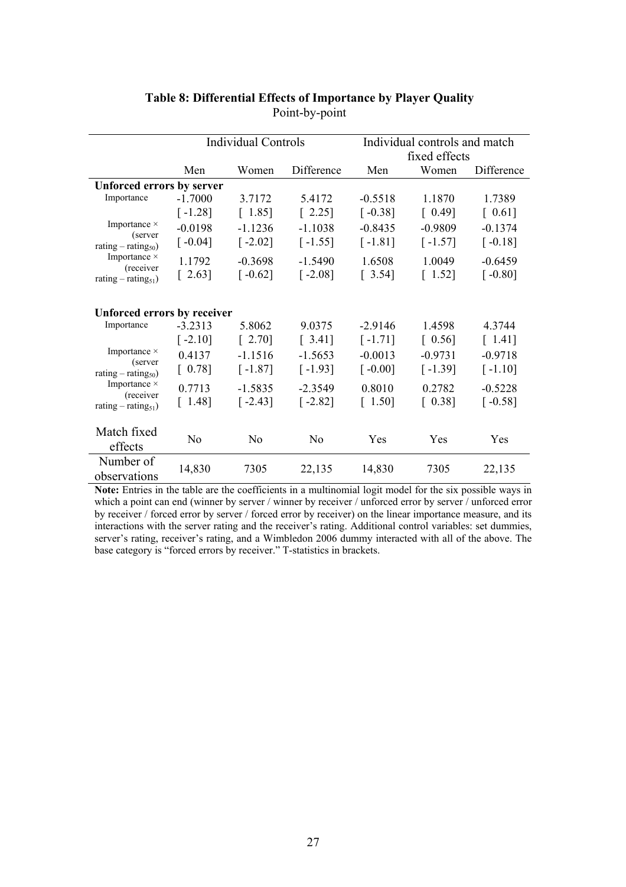**Table 8: Differential Effects of Importance by Player Quality**
Point-by-point

| | Individual Controls | | | Individual controls and match fixed effects | | |
|---|---|---|---|---|---|---|
| | Men | Women | Difference | Men | Women | Difference |
| **Unforced errors by server** | | | | | | |
| Importance | -1.7000 | 3.7172 | 5.4172 | -0.5518 | 1.1870 | 1.7389 |
| | [ -1.28] | [ 1.85] | [ 2.25] | [ -0.38] | [ 0.49] | [ 0.61] |
| Importance × (server rating – $rating_{50}$) | -0.0198 | -1.1236 | -1.1038 | -0.8435 | -0.9809 | -0.1374 |
| | [ -0.04] | [ -2.02] | [ -1.55] | [ -1.81] | [ -1.57] | [ -0.18] |
| Importance × (receiver rating – $rating_{51}$) | 1.1792 | -0.3698 | -1.5490 | 1.6508 | 1.0049 | -0.6459 |
| | [ 2.63] | [ -0.62] | [ -2.08] | [ 3.54] | [ 1.52] | [ -0.80] |
| **Unforced errors by receiver** | | | | | | |
| Importance | -3.2313 | 5.8062 | 9.0375 | -2.9146 | 1.4598 | 4.3744 |
| | [ -2.10] | [ 2.70] | [ 3.41] | [ -1.71] | [ 0.56] | [ 1.41] |
| Importance × (server rating – $rating_{50}$) | 0.4137 | -1.1516 | -1.5653 | -0.0013 | -0.9731 | -0.9718 |
| | [ 0.78] | [ -1.87] | [ -1.93] | [ -0.00] | [ -1.39] | [ -1.10] |
| Importance × (receiver rating – $rating_{51}$) | 0.7713 | -1.5835 | -2.3549 | 0.8010 | 0.2782 | -0.5228 |
| | [ 1.48] | [ -2.43] | [ -2.82] | [ 1.50] | [ 0.38] | [ -0.58] |
| Match fixed effects | No | No | No | Yes | Yes | Yes |
| Number of observations | 14,830 | 7305 | 22,135 | 14,830 | 7305 | 22,135 |

**Note:** Entries in the table are the coefficients in a multinomial logit model for the six possible ways in which a point can end (winner by server / winner by receiver / unforced error by server / unforced error by receiver / forced error by server / forced error by receiver) on the linear importance measure, and its interactions with the server rating and the receiver's rating. Additional control variables: set dummies, server's rating, receiver's rating, and a Wimbledon 2006 dummy interacted with all of the above. The base category is "forced errors by receiver." T-statistics in brackets.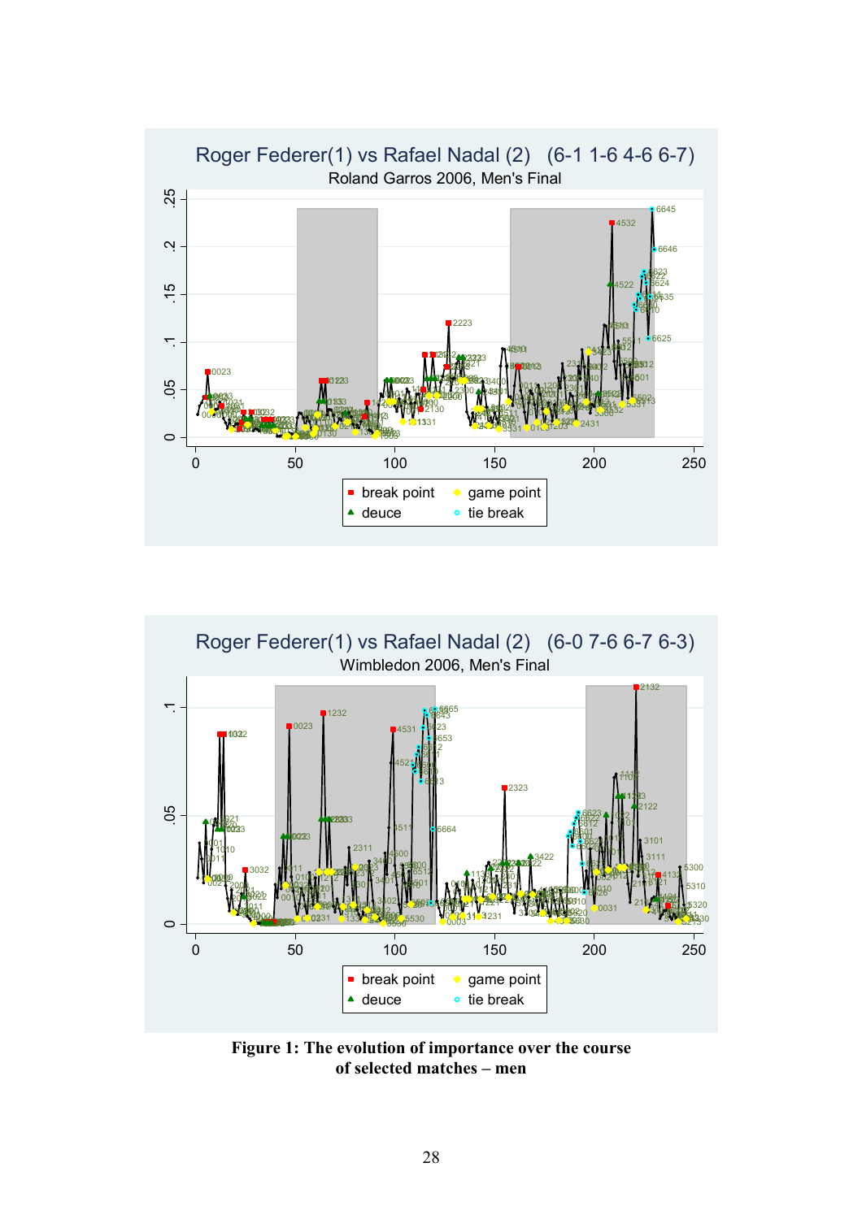Figure 1: The evolution of importance over the course of selected matches – men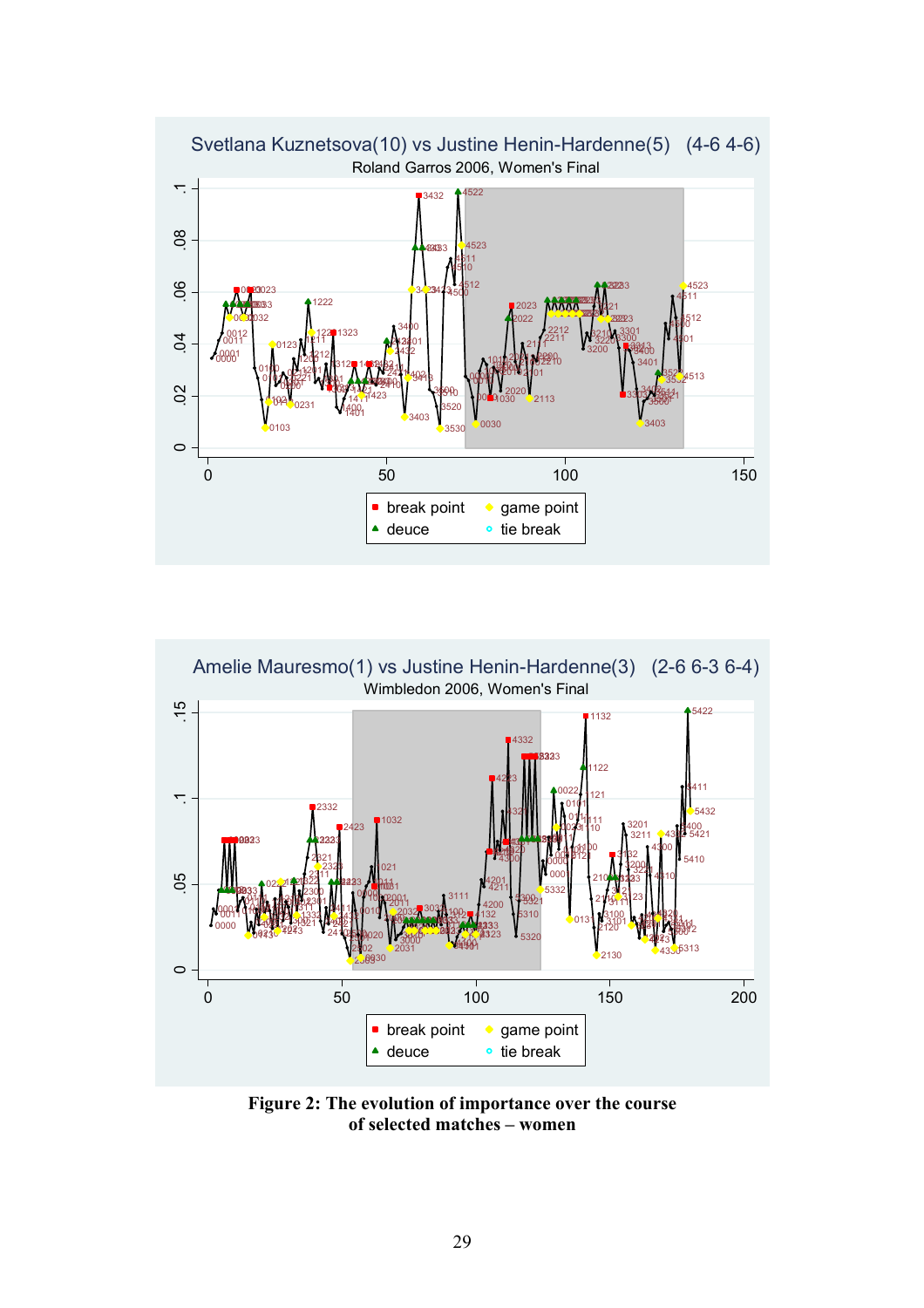Svetlana Kuznetsova(10) vs Justine Henin-Hardenne(5) (4-6 4-6)
Roland Garros 2006, Women's Final

break point
game point
deuce
tie break

Amelie Mauresmo(1) vs Justine Henin-Hardenne(3) (2-6 6-3 6-4)
Wimbledon 2006, Women's Final

break point
game point
deuce
tie break

**Figure 2: The evolution of importance over the course of selected matches – women**